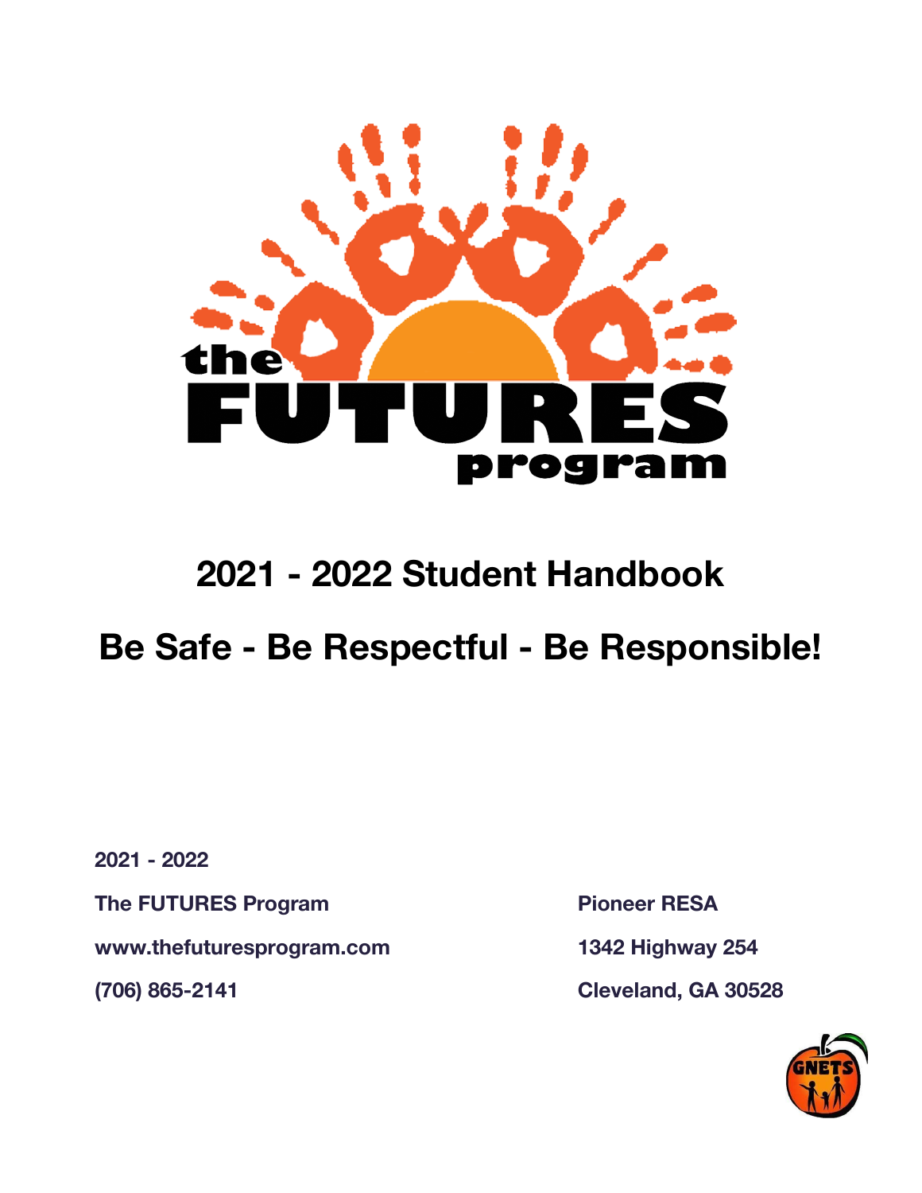the FUTURES program

# 2021 - 2022 Student Handbook

## Be Safe - Be Respectful - Be Responsible!

**2021 - 2022**

**The FUTURES Program**

**www.thefuturesprogram.com**

**(706) 865-2141**

**Pioneer RESA**

**1342 Highway 254**

**Cleveland, GA 30528**

GNETS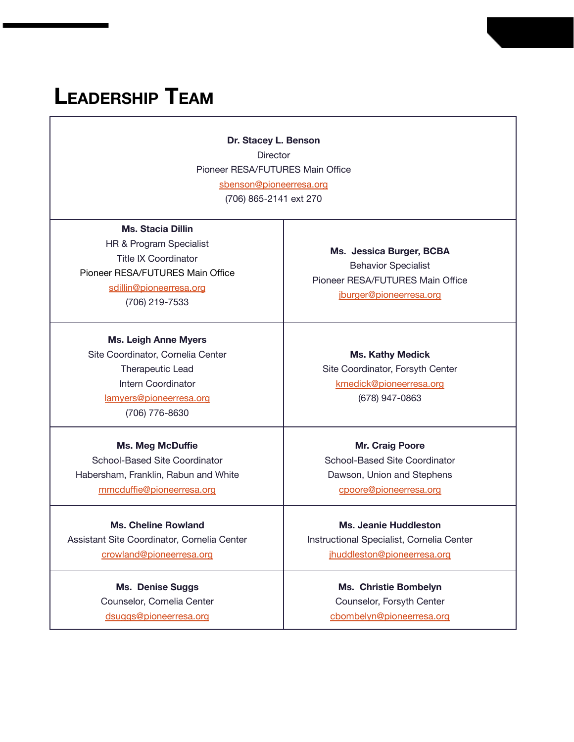# Leadership Team

**Dr. Stacey L. Benson**
Director
Pioneer RESA/FUTURES Main Office
sbenson@pioneerresa.org
(706) 865-2141 ext 270

| | |
|---|---|
| **Ms. Stacia Dillin**<br>HR & Program Specialist<br>Title IX Coordinator<br>Pioneer RESA/FUTURES Main Office<br>sdillin@pioneerresa.org<br>(706) 219-7533 | **Ms. Jessica Burger, BCBA**<br>Behavior Specialist<br>Pioneer RESA/FUTURES Main Office<br>jburger@pioneerresa.org |
| **Ms. Leigh Anne Myers**<br>Site Coordinator, Cornelia Center<br>Therapeutic Lead<br>Intern Coordinator<br>lamyers@pioneerresa.org<br>(706) 776-8630 | **Ms. Kathy Medick**<br>Site Coordinator, Forsyth Center<br>kmedick@pioneerresa.org<br>(678) 947-0863 |
| **Ms. Meg McDuffie**<br>School-Based Site Coordinator<br>Habersham, Franklin, Rabun and White<br>mmcduffie@pioneerresa.org | **Mr. Craig Poore**<br>School-Based Site Coordinator<br>Dawson, Union and Stephens<br>cpoore@pioneerresa.org |
| **Ms. Cheline Rowland**<br>Assistant Site Coordinator, Cornelia Center<br>crowland@pioneerresa.org | **Ms. Jeanie Huddleston**<br>Instructional Specialist, Cornelia Center<br>jhuddleston@pioneerresa.org |
| **Ms. Denise Suggs**<br>Counselor, Cornelia Center<br>dsuggs@pioneerresa.org | **Ms. Christie Bombelyn**<br>Counselor, Forsyth Center<br>cbombelyn@pioneerresa.org |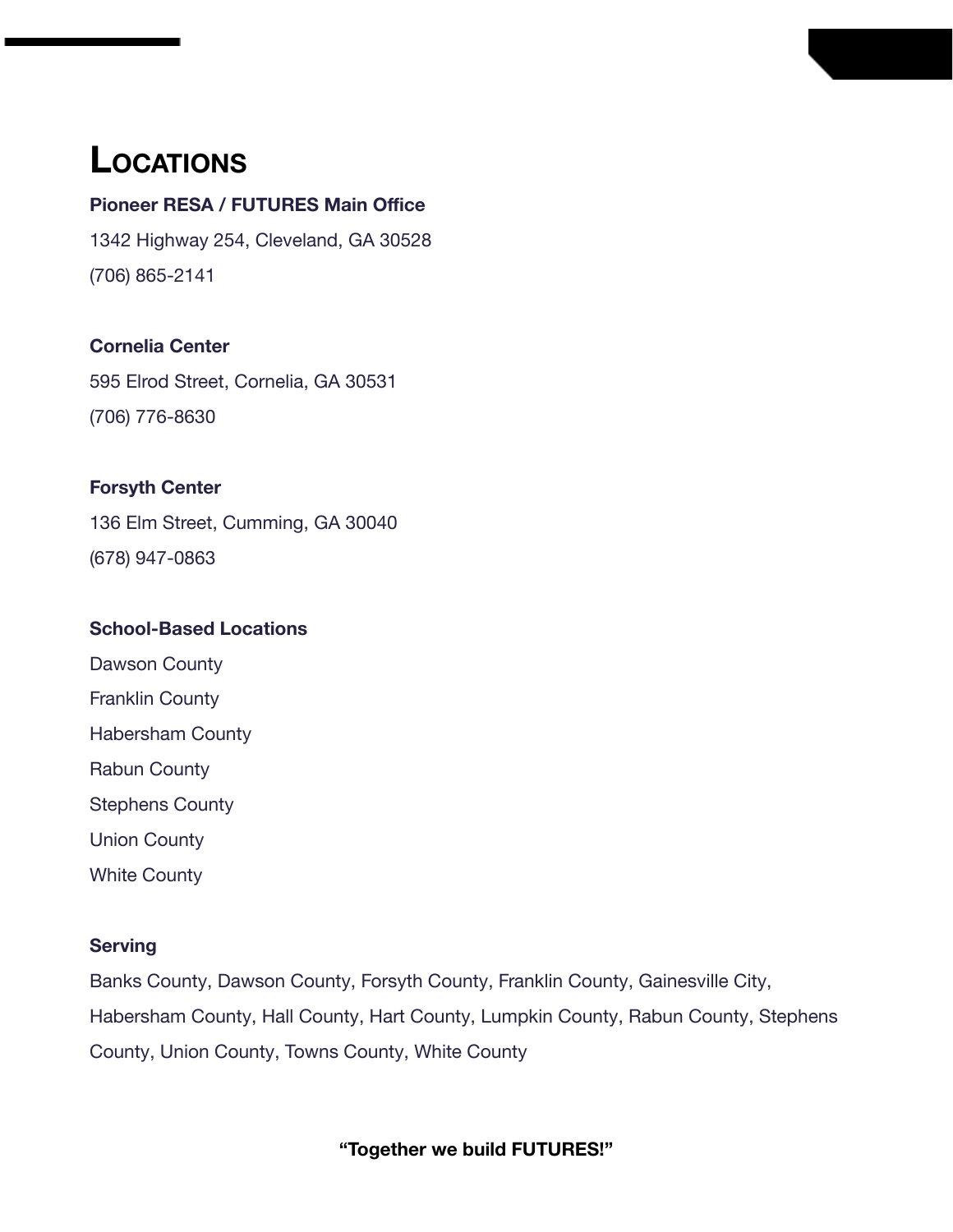# Locations

**Pioneer RESA / FUTURES Main Office**

1342 Highway 254, Cleveland, GA 30528

(706) 865-2141

**Cornelia Center**

595 Elrod Street, Cornelia, GA 30531

(706) 776-8630

**Forsyth Center**

136 Elm Street, Cumming, GA 30040

(678) 947-0863

**School-Based Locations**

Dawson County

Franklin County

Habersham County

Rabun County

Stephens County

Union County

White County

**Serving**

Banks County, Dawson County, Forsyth County, Franklin County, Gainesville City, Habersham County, Hall County, Hart County, Lumpkin County, Rabun County, Stephens County, Union County, Towns County, White County

**"Together we build FUTURES!"**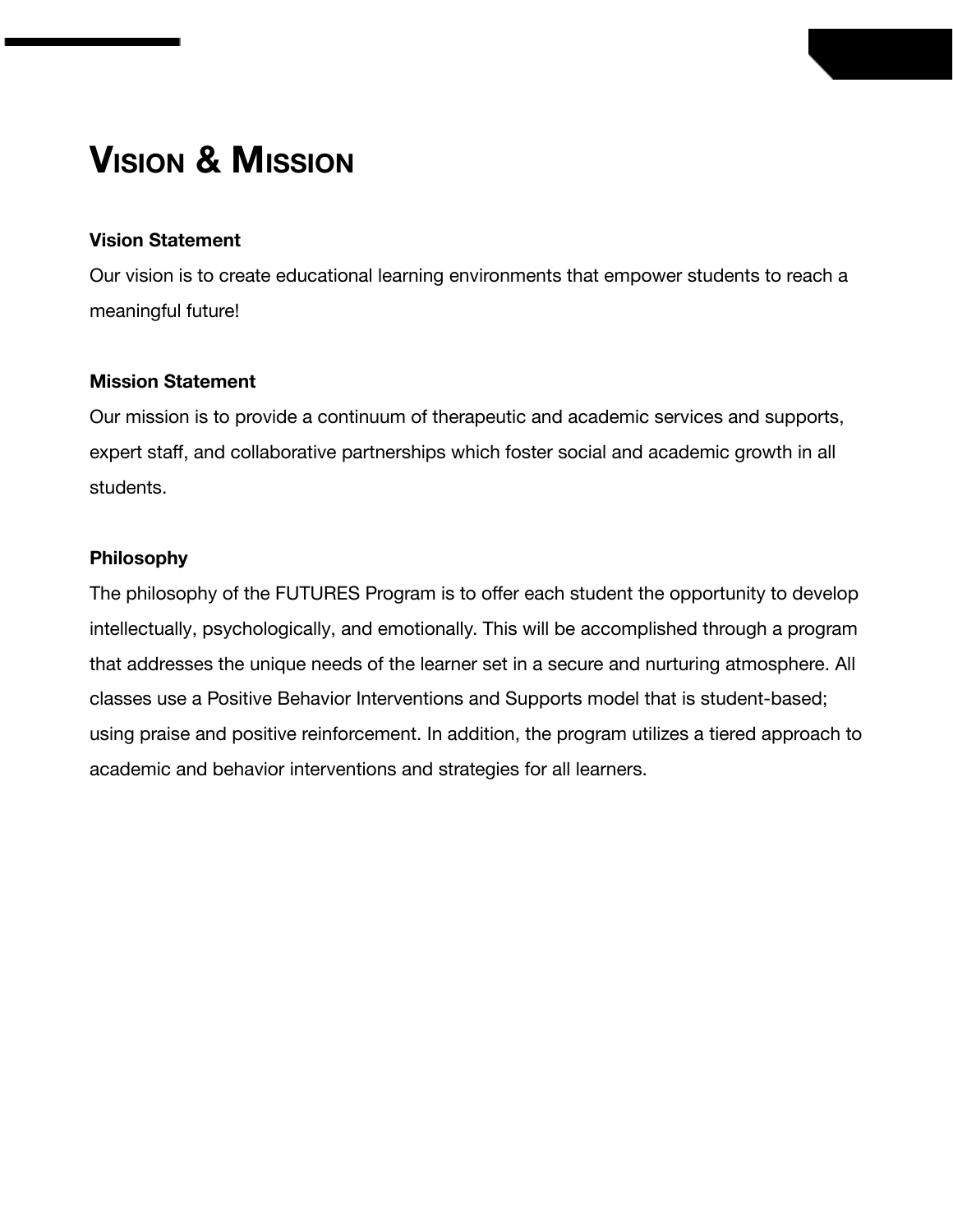# Vision & Mission

**Vision Statement**

Our vision is to create educational learning environments that empower students to reach a meaningful future!

**Mission Statement**

Our mission is to provide a continuum of therapeutic and academic services and supports, expert staff, and collaborative partnerships which foster social and academic growth in all students.

**Philosophy**

The philosophy of the FUTURES Program is to offer each student the opportunity to develop intellectually, psychologically, and emotionally. This will be accomplished through a program that addresses the unique needs of the learner set in a secure and nurturing atmosphere. All classes use a Positive Behavior Interventions and Supports model that is student-based; using praise and positive reinforcement. In addition, the program utilizes a tiered approach to academic and behavior interventions and strategies for all learners.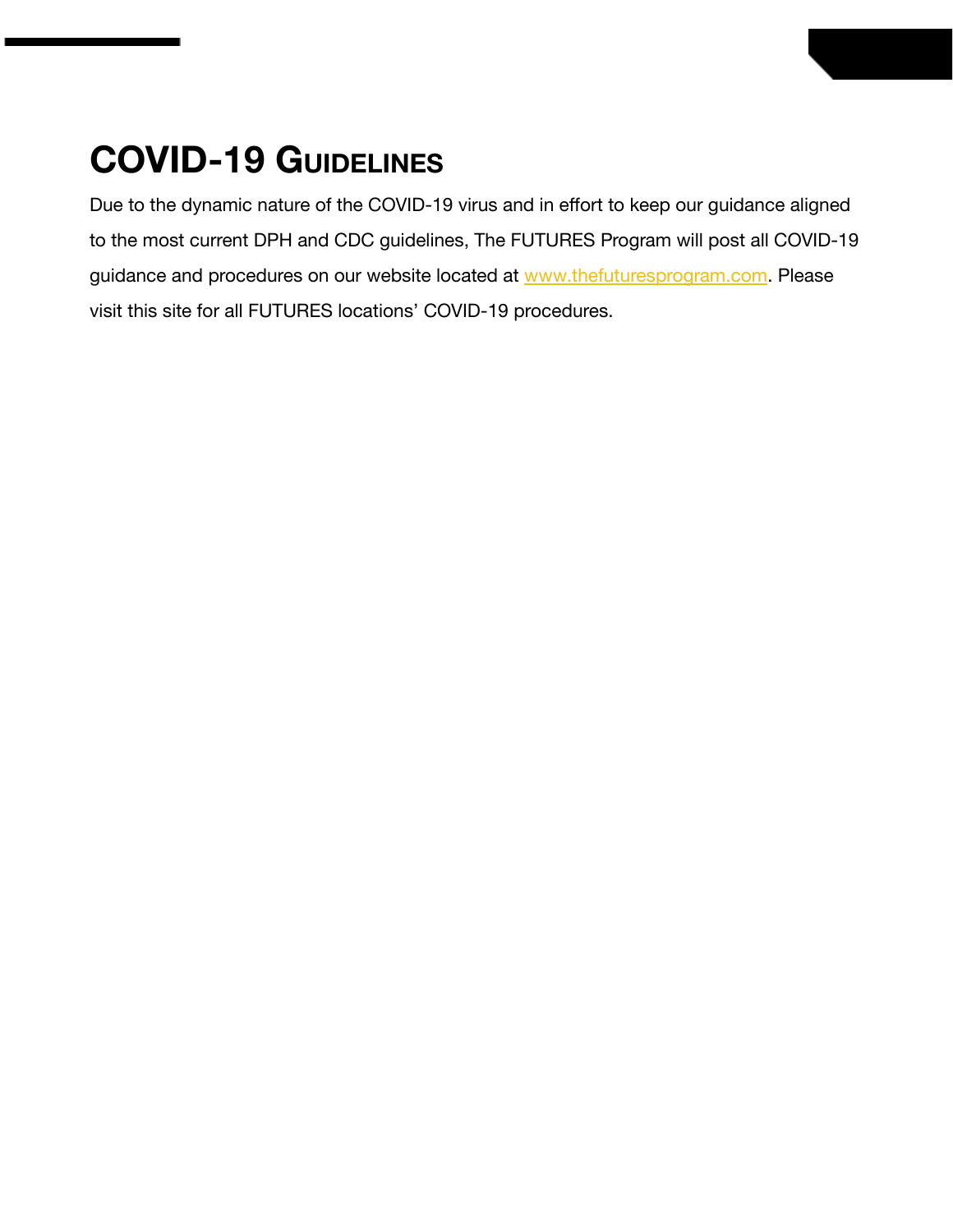# COVID-19 GUIDELINES

Due to the dynamic nature of the COVID-19 virus and in effort to keep our guidance aligned to the most current DPH and CDC guidelines, The FUTURES Program will post all COVID-19 guidance and procedures on our website located at [www.thefuturesprogram.com](http://www.thefuturesprogram.com). Please visit this site for all FUTURES locations' COVID-19 procedures.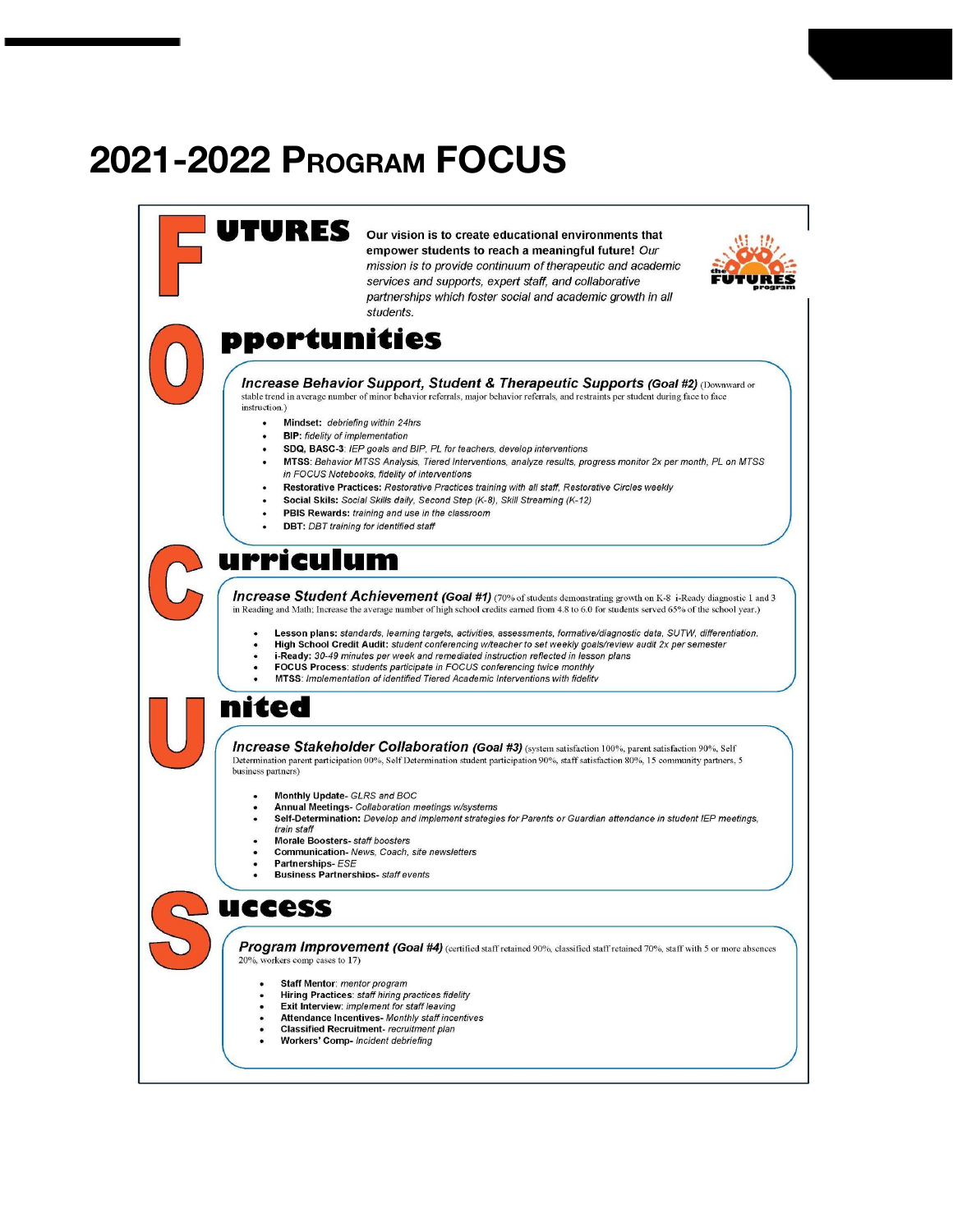# 2021-2022 Program FOCUS

## FUTURES

**Our vision is to create educational environments that empower students to reach a meaningful future!** *Our mission is to provide continuum of therapeutic and academic services and supports, expert staff, and collaborative partnerships which foster social and academic growth in all students.*

## Opportunities

***Increase Behavior Support, Student & Therapeutic Supports (Goal #2)*** (Downward or stable trend in average number of minor behavior referrals, major behavior referrals, and restraints per student during face to face instruction.)

- **Mindset:** *debriefing within 24hrs*
- **BIP:** *fidelity of implementation*
- **SDQ, BASC-3**: *IEP goals and BIP, PL for teachers, develop interventions*
- **MTSS**: *Behavior MTSS Analysis, Tiered Interventions, analyze results, progress monitor 2x per month, PL on MTSS in FOCUS Notebooks, fidelity of interventions*
- **Restorative Practices:** *Restorative Practices training with all staff, Restorative Circles weekly*
- **Social Skils:** *Social Skills daily, Second Step (K-8), Skill Streaming (K-12)*
- **PBIS Rewards:** *training and use in the classroom*
- **DBT:** *DBT training for identified staff*

## Curriculum

***Increase Student Achievement (Goal #1)*** (70% of students demonstrating growth on K-8 i-Ready diagnostic 1 and 3 in Reading and Math; Increase the average number of high school credits earned from 4.8 to 6.0 for students served 65% of the school year.)

- **Lesson plans:** *standards, learning targets, activities, assessments, formative/diagnostic data, SUTW, differentiation.*
- **High School Credit Audit:** *student conferencing w/teacher to set weekly goals/review audit 2x per semester*
- **i-Ready:** *30-49 minutes per week and remediated instruction reflected in lesson plans*
- **FOCUS Process**: *students participate in FOCUS conferencing twice monthly*
- **MTSS**: *Implementation of identified Tiered Academic Interventions with fidelity*

## United

***Increase Stakeholder Collaboration (Goal #3)*** (system satisfaction 100%, parent satisfaction 90%, Self Determination parent participation 00%, Self Determination student participation 90%, staff satisfaction 80%, 15 community partners, 5 business partners)

- **Monthly Update**- *GLRS and BOC*
- **Annual Meetings**- *Collaboration meetings w/systems*
- **Self-Determination:** *Develop and implement strategies for Parents or Guardian attendance in student IEP meetings, train staff*
- **Morale Boosters**- *staff boosters*
- **Communication**- *News, Coach, site newsletters*
- **Partnerships**- *ESE*
- **Business Partnerships**- *staff events*

## Success

***Program Improvement (Goal #4)*** (certified staff retained 90%, classified staff retained 70%, staff with 5 or more absences 20%, workers comp cases to 17)

- **Staff Mentor**: *mentor program*
- **Hiring Practices**: *staff hiring practices fidelity*
- **Exit Interview**: *implement for staff leaving*
- **Attendance Incentives**- *Monthly staff incentives*
- **Classified Recruitment**- *recruitment plan*
- **Workers' Comp**- *Incident debriefing*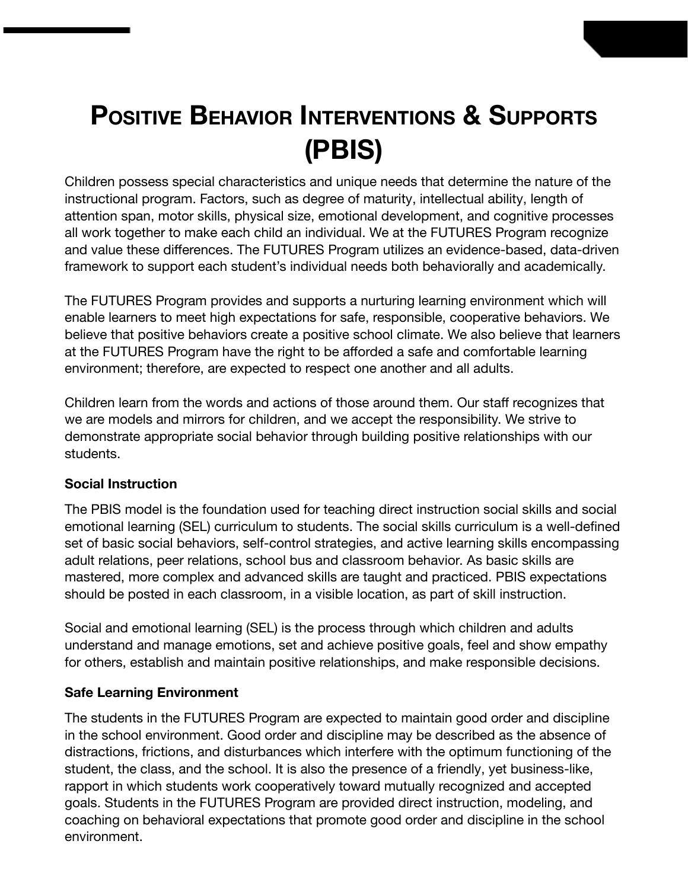# Positive Behavior Interventions & Supports (PBIS)

Children possess special characteristics and unique needs that determine the nature of the instructional program. Factors, such as degree of maturity, intellectual ability, length of attention span, motor skills, physical size, emotional development, and cognitive processes all work together to make each child an individual. We at the FUTURES Program recognize and value these differences. The FUTURES Program utilizes an evidence-based, data-driven framework to support each student's individual needs both behaviorally and academically.

The FUTURES Program provides and supports a nurturing learning environment which will enable learners to meet high expectations for safe, responsible, cooperative behaviors. We believe that positive behaviors create a positive school climate. We also believe that learners at the FUTURES Program have the right to be afforded a safe and comfortable learning environment; therefore, are expected to respect one another and all adults.

Children learn from the words and actions of those around them. Our staff recognizes that we are models and mirrors for children, and we accept the responsibility. We strive to demonstrate appropriate social behavior through building positive relationships with our students.

**Social Instruction**

The PBIS model is the foundation used for teaching direct instruction social skills and social emotional learning (SEL) curriculum to students. The social skills curriculum is a well-defined set of basic social behaviors, self-control strategies, and active learning skills encompassing adult relations, peer relations, school bus and classroom behavior. As basic skills are mastered, more complex and advanced skills are taught and practiced. PBIS expectations should be posted in each classroom, in a visible location, as part of skill instruction.

Social and emotional learning (SEL) is the process through which children and adults understand and manage emotions, set and achieve positive goals, feel and show empathy for others, establish and maintain positive relationships, and make responsible decisions.

**Safe Learning Environment**

The students in the FUTURES Program are expected to maintain good order and discipline in the school environment. Good order and discipline may be described as the absence of distractions, frictions, and disturbances which interfere with the optimum functioning of the student, the class, and the school. It is also the presence of a friendly, yet business-like, rapport in which students work cooperatively toward mutually recognized and accepted goals. Students in the FUTURES Program are provided direct instruction, modeling, and coaching on behavioral expectations that promote good order and discipline in the school environment.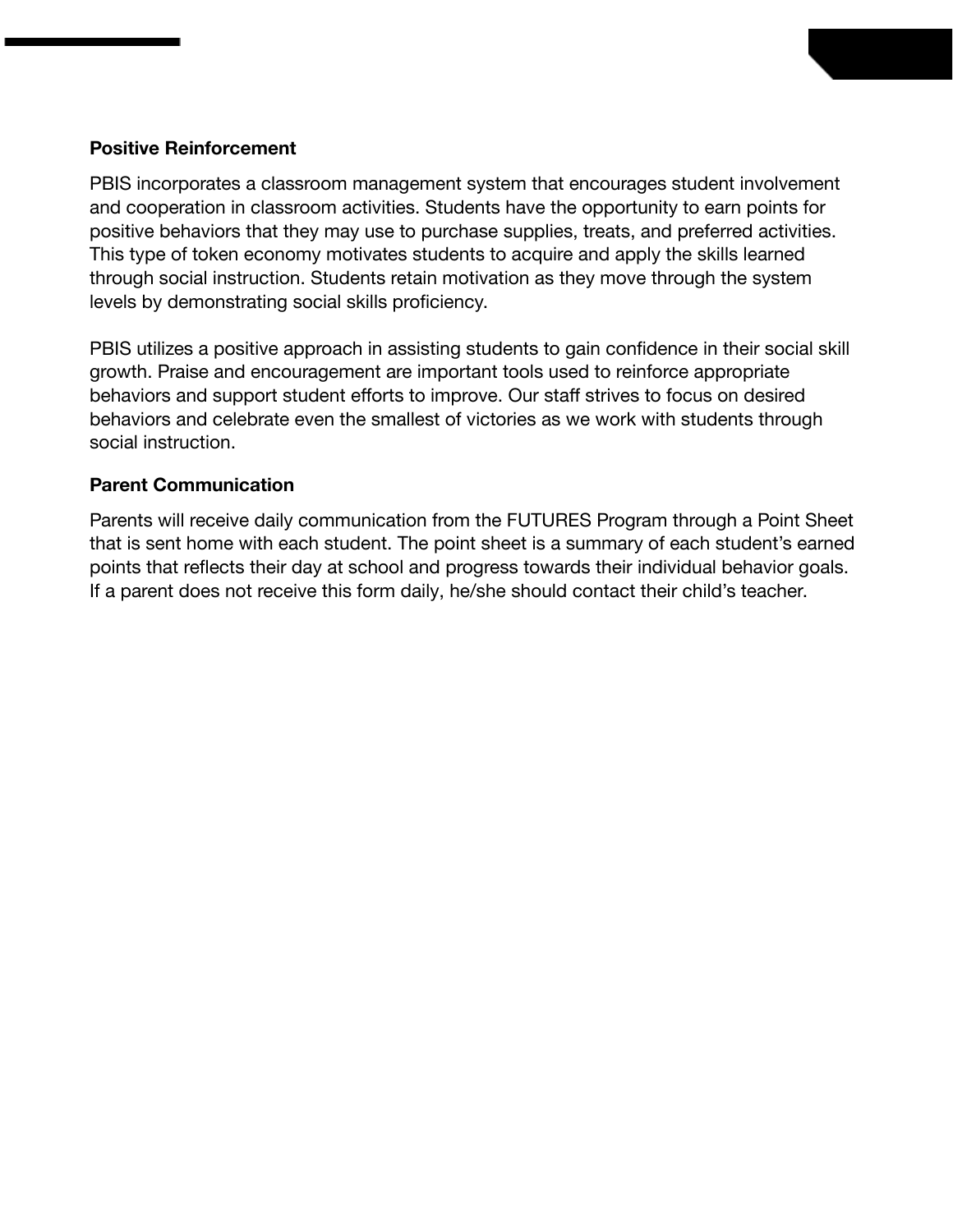**Positive Reinforcement**

PBIS incorporates a classroom management system that encourages student involvement and cooperation in classroom activities. Students have the opportunity to earn points for positive behaviors that they may use to purchase supplies, treats, and preferred activities. This type of token economy motivates students to acquire and apply the skills learned through social instruction. Students retain motivation as they move through the system levels by demonstrating social skills proficiency.

PBIS utilizes a positive approach in assisting students to gain confidence in their social skill growth. Praise and encouragement are important tools used to reinforce appropriate behaviors and support student efforts to improve. Our staff strives to focus on desired behaviors and celebrate even the smallest of victories as we work with students through social instruction.

**Parent Communication**

Parents will receive daily communication from the FUTURES Program through a Point Sheet that is sent home with each student. The point sheet is a summary of each student's earned points that reflects their day at school and progress towards their individual behavior goals. If a parent does not receive this form daily, he/she should contact their child's teacher.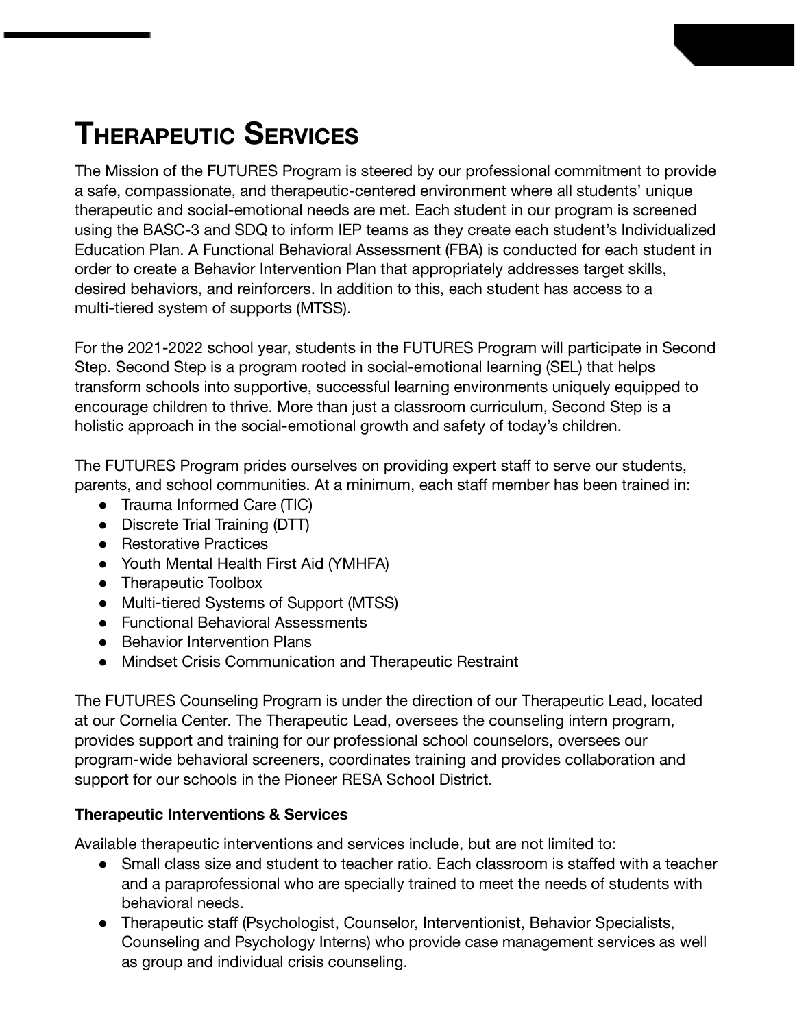# Therapeutic Services

The Mission of the FUTURES Program is steered by our professional commitment to provide a safe, compassionate, and therapeutic-centered environment where all students' unique therapeutic and social-emotional needs are met. Each student in our program is screened using the BASC-3 and SDQ to inform IEP teams as they create each student's Individualized Education Plan. A Functional Behavioral Assessment (FBA) is conducted for each student in order to create a Behavior Intervention Plan that appropriately addresses target skills, desired behaviors, and reinforcers. In addition to this, each student has access to a multi-tiered system of supports (MTSS).

For the 2021-2022 school year, students in the FUTURES Program will participate in Second Step. Second Step is a program rooted in social-emotional learning (SEL) that helps transform schools into supportive, successful learning environments uniquely equipped to encourage children to thrive. More than just a classroom curriculum, Second Step is a holistic approach in the social-emotional growth and safety of today's children.

The FUTURES Program prides ourselves on providing expert staff to serve our students, parents, and school communities. At a minimum, each staff member has been trained in:

- Trauma Informed Care (TIC)
- Discrete Trial Training (DTT)
- Restorative Practices
- Youth Mental Health First Aid (YMHFA)
- Therapeutic Toolbox
- Multi-tiered Systems of Support (MTSS)
- Functional Behavioral Assessments
- Behavior Intervention Plans
- Mindset Crisis Communication and Therapeutic Restraint

The FUTURES Counseling Program is under the direction of our Therapeutic Lead, located at our Cornelia Center. The Therapeutic Lead, oversees the counseling intern program, provides support and training for our professional school counselors, oversees our program-wide behavioral screeners, coordinates training and provides collaboration and support for our schools in the Pioneer RESA School District.

**Therapeutic Interventions & Services**

Available therapeutic interventions and services include, but are not limited to:

- Small class size and student to teacher ratio. Each classroom is staffed with a teacher and a paraprofessional who are specially trained to meet the needs of students with behavioral needs.
- Therapeutic staff (Psychologist, Counselor, Interventionist, Behavior Specialists, Counseling and Psychology Interns) who provide case management services as well as group and individual crisis counseling.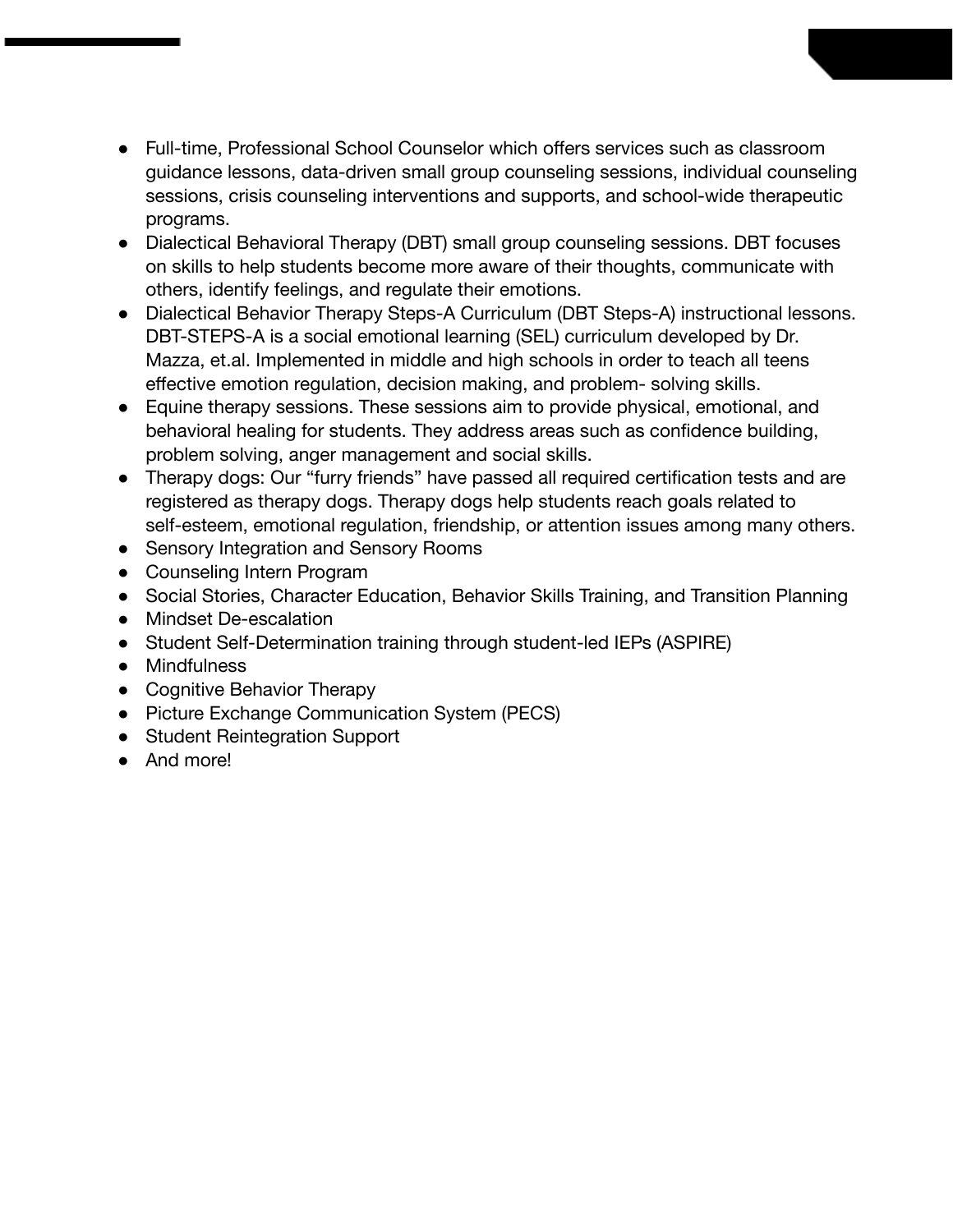- Full-time, Professional School Counselor which offers services such as classroom guidance lessons, data-driven small group counseling sessions, individual counseling sessions, crisis counseling interventions and supports, and school-wide therapeutic programs.
- Dialectical Behavioral Therapy (DBT) small group counseling sessions. DBT focuses on skills to help students become more aware of their thoughts, communicate with others, identify feelings, and regulate their emotions.
- Dialectical Behavior Therapy Steps-A Curriculum (DBT Steps-A) instructional lessons. DBT-STEPS-A is a social emotional learning (SEL) curriculum developed by Dr. Mazza, et.al. Implemented in middle and high schools in order to teach all teens effective emotion regulation, decision making, and problem- solving skills.
- Equine therapy sessions. These sessions aim to provide physical, emotional, and behavioral healing for students. They address areas such as confidence building, problem solving, anger management and social skills.
- Therapy dogs: Our "furry friends" have passed all required certification tests and are registered as therapy dogs. Therapy dogs help students reach goals related to self-esteem, emotional regulation, friendship, or attention issues among many others.
- Sensory Integration and Sensory Rooms
- Counseling Intern Program
- Social Stories, Character Education, Behavior Skills Training, and Transition Planning
- Mindset De-escalation
- Student Self-Determination training through student-led IEPs (ASPIRE)
- Mindfulness
- Cognitive Behavior Therapy
- Picture Exchange Communication System (PECS)
- Student Reintegration Support
- And more!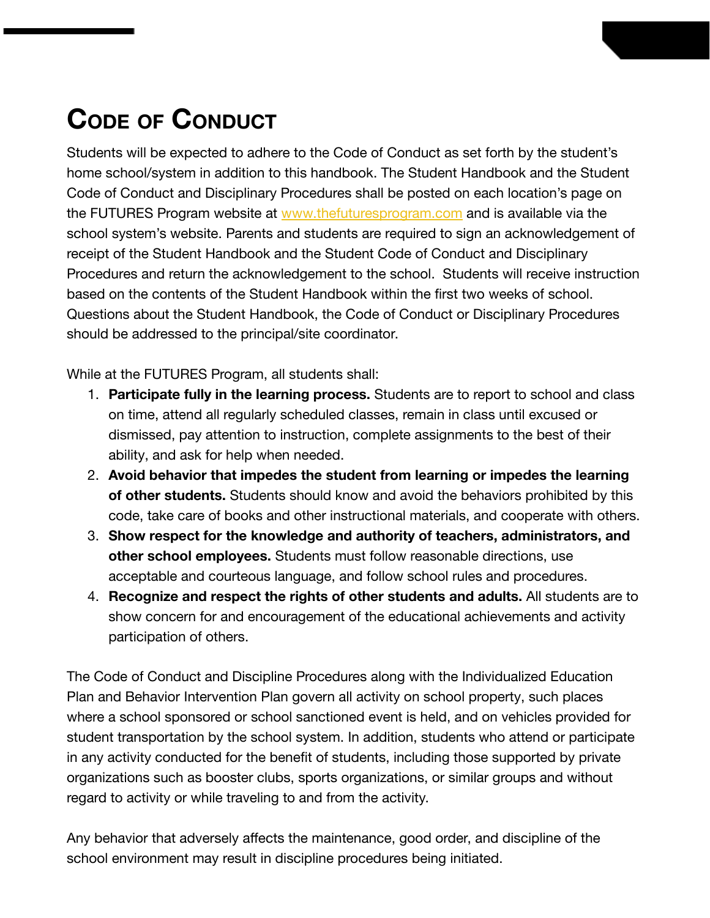# Code of Conduct

Students will be expected to adhere to the Code of Conduct as set forth by the student's home school/system in addition to this handbook. The Student Handbook and the Student Code of Conduct and Disciplinary Procedures shall be posted on each location's page on the FUTURES Program website at www.thefuturesprogram.com and is available via the school system's website. Parents and students are required to sign an acknowledgement of receipt of the Student Handbook and the Student Code of Conduct and Disciplinary Procedures and return the acknowledgement to the school. Students will receive instruction based on the contents of the Student Handbook within the first two weeks of school. Questions about the Student Handbook, the Code of Conduct or Disciplinary Procedures should be addressed to the principal/site coordinator.

While at the FUTURES Program, all students shall:

1. **Participate fully in the learning process.** Students are to report to school and class on time, attend all regularly scheduled classes, remain in class until excused or dismissed, pay attention to instruction, complete assignments to the best of their ability, and ask for help when needed.
2. **Avoid behavior that impedes the student from learning or impedes the learning of other students.** Students should know and avoid the behaviors prohibited by this code, take care of books and other instructional materials, and cooperate with others.
3. **Show respect for the knowledge and authority of teachers, administrators, and other school employees.** Students must follow reasonable directions, use acceptable and courteous language, and follow school rules and procedures.
4. **Recognize and respect the rights of other students and adults.** All students are to show concern for and encouragement of the educational achievements and activity participation of others.

The Code of Conduct and Discipline Procedures along with the Individualized Education Plan and Behavior Intervention Plan govern all activity on school property, such places where a school sponsored or school sanctioned event is held, and on vehicles provided for student transportation by the school system. In addition, students who attend or participate in any activity conducted for the benefit of students, including those supported by private organizations such as booster clubs, sports organizations, or similar groups and without regard to activity or while traveling to and from the activity.

Any behavior that adversely affects the maintenance, good order, and discipline of the school environment may result in discipline procedures being initiated.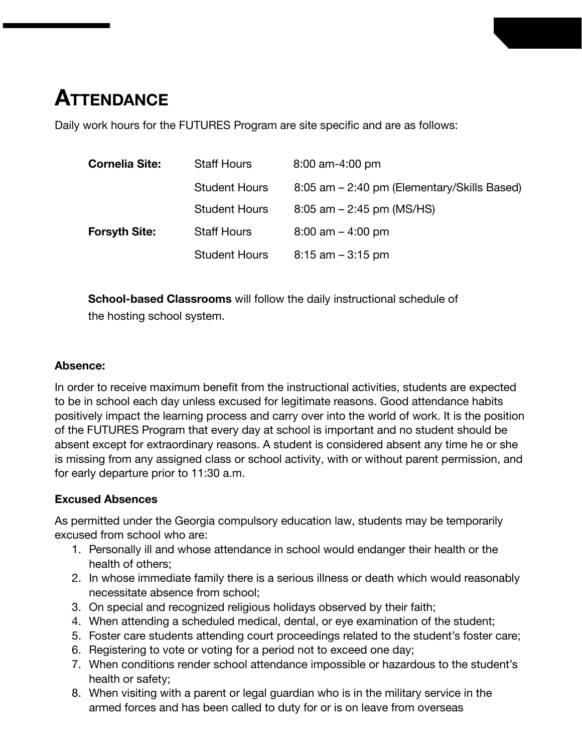# ATTENDANCE

Daily work hours for the FUTURES Program are site specific and are as follows:

| | | |
|---|---|---|
| **Cornelia Site:** | Staff Hours | 8:00 am-4:00 pm |
| | Student Hours | 8:05 am – 2:40 pm (Elementary/Skills Based) |
| | Student Hours | 8:05 am – 2:45 pm (MS/HS) |
| **Forsyth Site:** | Staff Hours | 8:00 am – 4:00 pm |
| | Student Hours | 8:15 am – 3:15 pm |

**School-based Classrooms** will follow the daily instructional schedule of the hosting school system.

**Absence:**

In order to receive maximum benefit from the instructional activities, students are expected to be in school each day unless excused for legitimate reasons. Good attendance habits positively impact the learning process and carry over into the world of work. It is the position of the FUTURES Program that every day at school is important and no student should be absent except for extraordinary reasons. A student is considered absent any time he or she is missing from any assigned class or school activity, with or without parent permission, and for early departure prior to 11:30 a.m.

**Excused Absences**

As permitted under the Georgia compulsory education law, students may be temporarily excused from school who are:

1. Personally ill and whose attendance in school would endanger their health or the health of others;
2. In whose immediate family there is a serious illness or death which would reasonably necessitate absence from school;
3. On special and recognized religious holidays observed by their faith;
4. When attending a scheduled medical, dental, or eye examination of the student;
5. Foster care students attending court proceedings related to the student's foster care;
6. Registering to vote or voting for a period not to exceed one day;
7. When conditions render school attendance impossible or hazardous to the student's health or safety;
8. When visiting with a parent or legal guardian who is in the military service in the armed forces and has been called to duty for or is on leave from overseas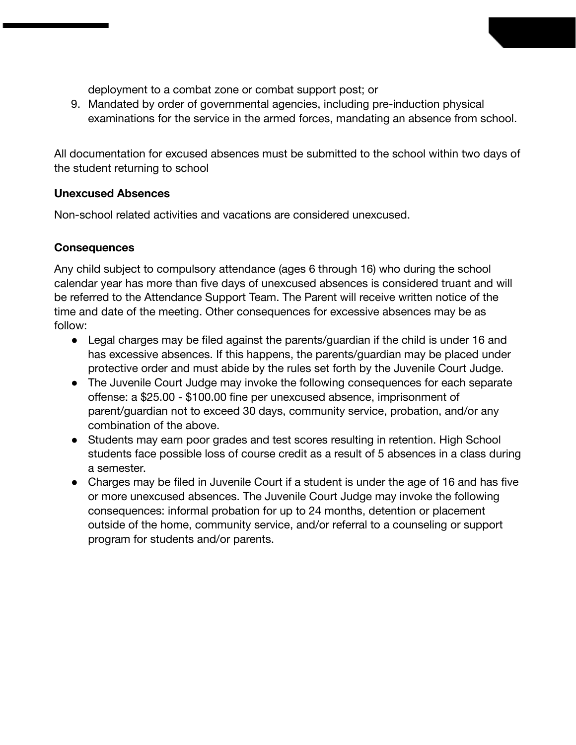deployment to a combat zone or combat support post; or

9. Mandated by order of governmental agencies, including pre-induction physical examinations for the service in the armed forces, mandating an absence from school.

All documentation for excused absences must be submitted to the school within two days of the student returning to school

**Unexcused Absences**

Non-school related activities and vacations are considered unexcused.

**Consequences**

Any child subject to compulsory attendance (ages 6 through 16) who during the school calendar year has more than five days of unexcused absences is considered truant and will be referred to the Attendance Support Team. The Parent will receive written notice of the time and date of the meeting. Other consequences for excessive absences may be as follow:

- Legal charges may be filed against the parents/guardian if the child is under 16 and has excessive absences. If this happens, the parents/guardian may be placed under protective order and must abide by the rules set forth by the Juvenile Court Judge.
- The Juvenile Court Judge may invoke the following consequences for each separate offense: a $25.00 - $100.00 fine per unexcused absence, imprisonment of parent/guardian not to exceed 30 days, community service, probation, and/or any combination of the above.
- Students may earn poor grades and test scores resulting in retention. High School students face possible loss of course credit as a result of 5 absences in a class during a semester.
- Charges may be filed in Juvenile Court if a student is under the age of 16 and has five or more unexcused absences. The Juvenile Court Judge may invoke the following consequences: informal probation for up to 24 months, detention or placement outside of the home, community service, and/or referral to a counseling or support program for students and/or parents.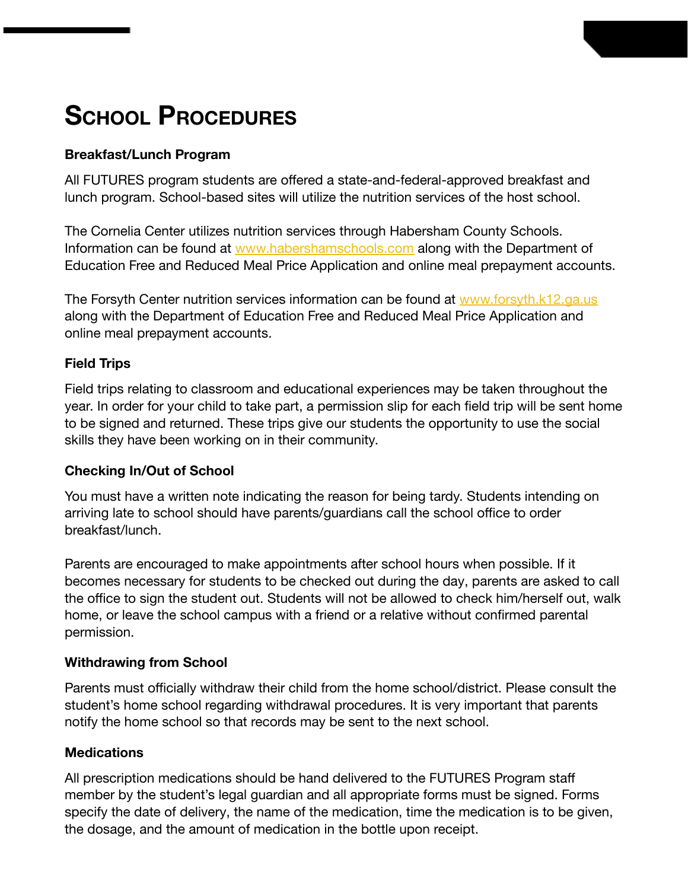# School Procedures

**Breakfast/Lunch Program**

All FUTURES program students are offered a state-and-federal-approved breakfast and lunch program. School-based sites will utilize the nutrition services of the host school.

The Cornelia Center utilizes nutrition services through Habersham County Schools. Information can be found at www.habershamschools.com along with the Department of Education Free and Reduced Meal Price Application and online meal prepayment accounts.

The Forsyth Center nutrition services information can be found at www.forsyth.k12.ga.us along with the Department of Education Free and Reduced Meal Price Application and online meal prepayment accounts.

**Field Trips**

Field trips relating to classroom and educational experiences may be taken throughout the year. In order for your child to take part, a permission slip for each field trip will be sent home to be signed and returned. These trips give our students the opportunity to use the social skills they have been working on in their community.

**Checking In/Out of School**

You must have a written note indicating the reason for being tardy. Students intending on arriving late to school should have parents/guardians call the school office to order breakfast/lunch.

Parents are encouraged to make appointments after school hours when possible. If it becomes necessary for students to be checked out during the day, parents are asked to call the office to sign the student out. Students will not be allowed to check him/herself out, walk home, or leave the school campus with a friend or a relative without confirmed parental permission.

**Withdrawing from School**

Parents must officially withdraw their child from the home school/district. Please consult the student's home school regarding withdrawal procedures. It is very important that parents notify the home school so that records may be sent to the next school.

**Medications**

All prescription medications should be hand delivered to the FUTURES Program staff member by the student's legal guardian and all appropriate forms must be signed. Forms specify the date of delivery, the name of the medication, time the medication is to be given, the dosage, and the amount of medication in the bottle upon receipt.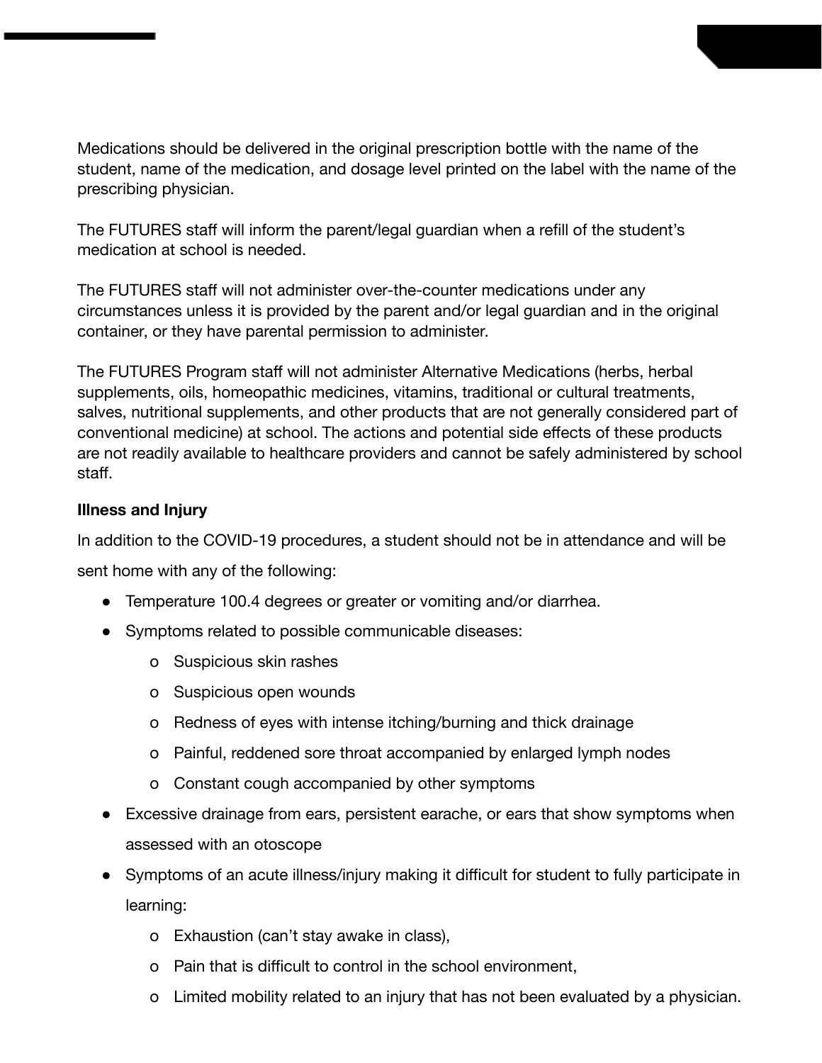Medications should be delivered in the original prescription bottle with the name of the student, name of the medication, and dosage level printed on the label with the name of the prescribing physician.

The FUTURES staff will inform the parent/legal guardian when a refill of the student's medication at school is needed.

The FUTURES staff will not administer over-the-counter medications under any circumstances unless it is provided by the parent and/or legal guardian and in the original container, or they have parental permission to administer.

The FUTURES Program staff will not administer Alternative Medications (herbs, herbal supplements, oils, homeopathic medicines, vitamins, traditional or cultural treatments, salves, nutritional supplements, and other products that are not generally considered part of conventional medicine) at school. The actions and potential side effects of these products are not readily available to healthcare providers and cannot be safely administered by school staff.

**Illness and Injury**

In addition to the COVID-19 procedures, a student should not be in attendance and will be sent home with any of the following:

- Temperature 100.4 degrees or greater or vomiting and/or diarrhea.
- Symptoms related to possible communicable diseases:
  - Suspicious skin rashes
  - Suspicious open wounds
  - Redness of eyes with intense itching/burning and thick drainage
  - Painful, reddened sore throat accompanied by enlarged lymph nodes
  - Constant cough accompanied by other symptoms
- Excessive drainage from ears, persistent earache, or ears that show symptoms when assessed with an otoscope
- Symptoms of an acute illness/injury making it difficult for student to fully participate in learning:
  - Exhaustion (can't stay awake in class),
  - Pain that is difficult to control in the school environment,
  - Limited mobility related to an injury that has not been evaluated by a physician.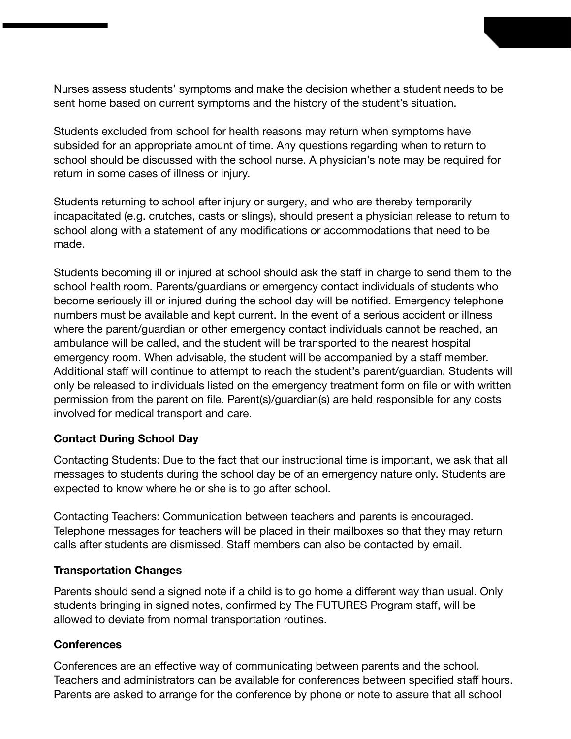Nurses assess students' symptoms and make the decision whether a student needs to be sent home based on current symptoms and the history of the student's situation.

Students excluded from school for health reasons may return when symptoms have subsided for an appropriate amount of time. Any questions regarding when to return to school should be discussed with the school nurse. A physician's note may be required for return in some cases of illness or injury.

Students returning to school after injury or surgery, and who are thereby temporarily incapacitated (e.g. crutches, casts or slings), should present a physician release to return to school along with a statement of any modifications or accommodations that need to be made.

Students becoming ill or injured at school should ask the staff in charge to send them to the school health room. Parents/guardians or emergency contact individuals of students who become seriously ill or injured during the school day will be notified. Emergency telephone numbers must be available and kept current. In the event of a serious accident or illness where the parent/guardian or other emergency contact individuals cannot be reached, an ambulance will be called, and the student will be transported to the nearest hospital emergency room. When advisable, the student will be accompanied by a staff member. Additional staff will continue to attempt to reach the student's parent/guardian. Students will only be released to individuals listed on the emergency treatment form on file or with written permission from the parent on file. Parent(s)/guardian(s) are held responsible for any costs involved for medical transport and care.

**Contact During School Day**

Contacting Students: Due to the fact that our instructional time is important, we ask that all messages to students during the school day be of an emergency nature only. Students are expected to know where he or she is to go after school.

Contacting Teachers: Communication between teachers and parents is encouraged. Telephone messages for teachers will be placed in their mailboxes so that they may return calls after students are dismissed. Staff members can also be contacted by email.

**Transportation Changes**

Parents should send a signed note if a child is to go home a different way than usual. Only students bringing in signed notes, confirmed by The FUTURES Program staff, will be allowed to deviate from normal transportation routines.

**Conferences**

Conferences are an effective way of communicating between parents and the school. Teachers and administrators can be available for conferences between specified staff hours. Parents are asked to arrange for the conference by phone or note to assure that all school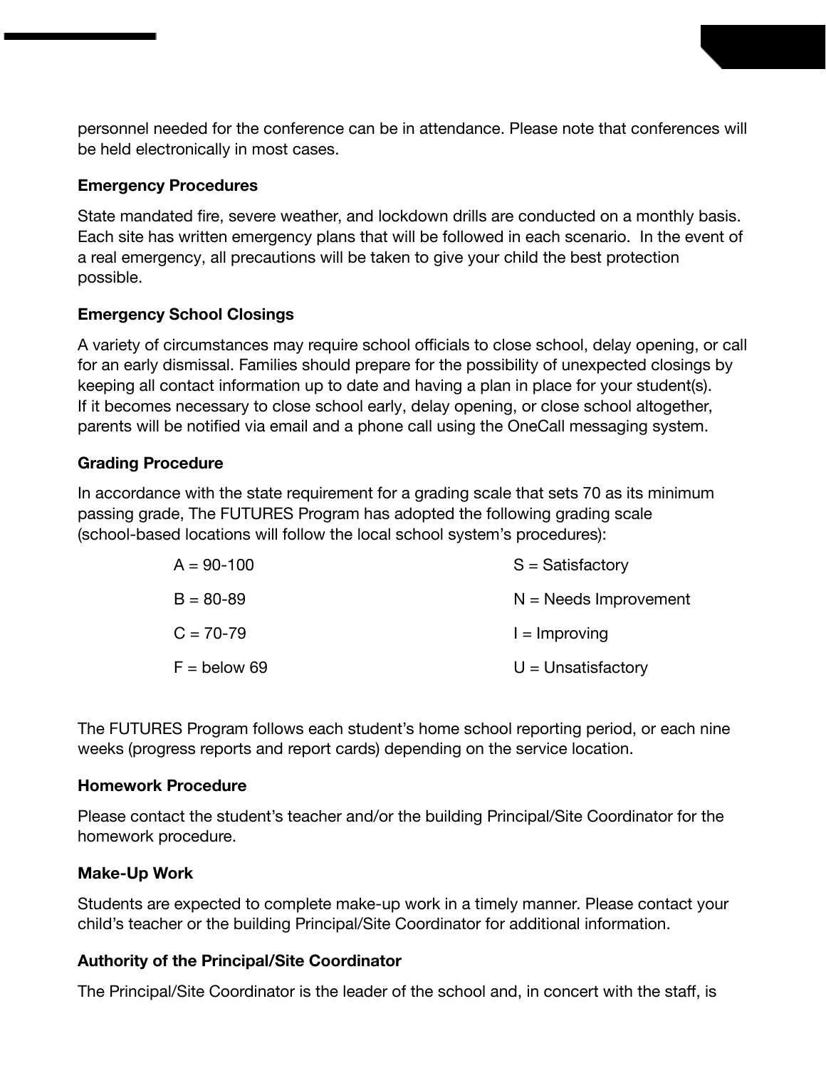personnel needed for the conference can be in attendance. Please note that conferences will be held electronically in most cases.

**Emergency Procedures**

State mandated fire, severe weather, and lockdown drills are conducted on a monthly basis. Each site has written emergency plans that will be followed in each scenario. In the event of a real emergency, all precautions will be taken to give your child the best protection possible.

**Emergency School Closings**

A variety of circumstances may require school officials to close school, delay opening, or call for an early dismissal. Families should prepare for the possibility of unexpected closings by keeping all contact information up to date and having a plan in place for your student(s). If it becomes necessary to close school early, delay opening, or close school altogether, parents will be notified via email and a phone call using the OneCall messaging system.

**Grading Procedure**

In accordance with the state requirement for a grading scale that sets 70 as its minimum passing grade, The FUTURES Program has adopted the following grading scale (school-based locations will follow the local school system's procedures):

| | |
|---|---|
| A = 90-100 | S = Satisfactory |
| B = 80-89 | N = Needs Improvement |
| C = 70-79 | I = Improving |
| F = below 69 | U = Unsatisfactory |

The FUTURES Program follows each student's home school reporting period, or each nine weeks (progress reports and report cards) depending on the service location.

**Homework Procedure**

Please contact the student's teacher and/or the building Principal/Site Coordinator for the homework procedure.

**Make-Up Work**

Students are expected to complete make-up work in a timely manner. Please contact your child's teacher or the building Principal/Site Coordinator for additional information.

**Authority of the Principal/Site Coordinator**

The Principal/Site Coordinator is the leader of the school and, in concert with the staff, is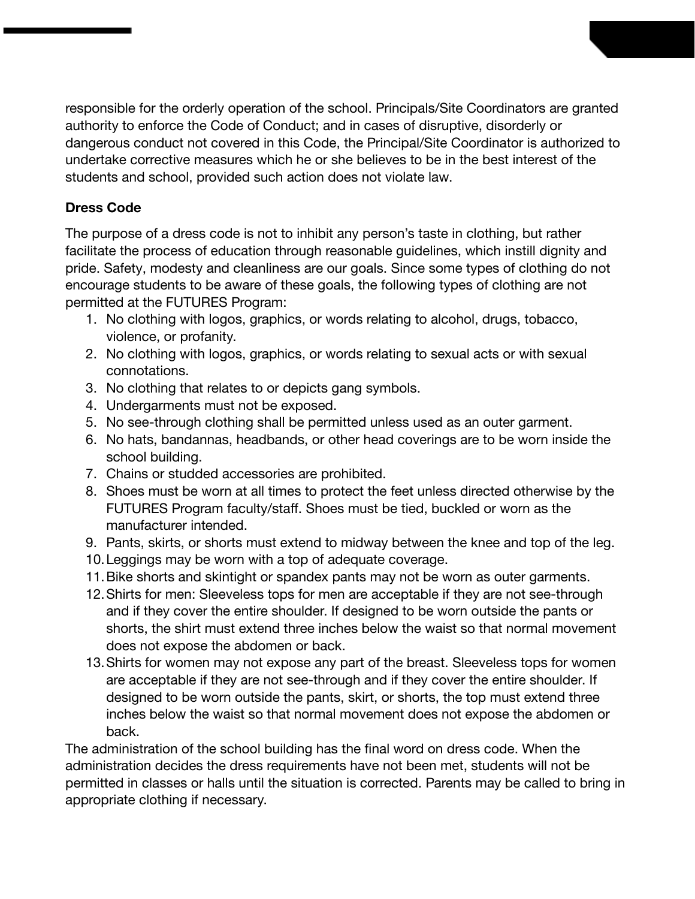responsible for the orderly operation of the school. Principals/Site Coordinators are granted authority to enforce the Code of Conduct; and in cases of disruptive, disorderly or dangerous conduct not covered in this Code, the Principal/Site Coordinator is authorized to undertake corrective measures which he or she believes to be in the best interest of the students and school, provided such action does not violate law.

**Dress Code**

The purpose of a dress code is not to inhibit any person's taste in clothing, but rather facilitate the process of education through reasonable guidelines, which instill dignity and pride. Safety, modesty and cleanliness are our goals. Since some types of clothing do not encourage students to be aware of these goals, the following types of clothing are not permitted at the FUTURES Program:

1. No clothing with logos, graphics, or words relating to alcohol, drugs, tobacco, violence, or profanity.
2. No clothing with logos, graphics, or words relating to sexual acts or with sexual connotations.
3. No clothing that relates to or depicts gang symbols.
4. Undergarments must not be exposed.
5. No see-through clothing shall be permitted unless used as an outer garment.
6. No hats, bandannas, headbands, or other head coverings are to be worn inside the school building.
7. Chains or studded accessories are prohibited.
8. Shoes must be worn at all times to protect the feet unless directed otherwise by the FUTURES Program faculty/staff. Shoes must be tied, buckled or worn as the manufacturer intended.
9. Pants, skirts, or shorts must extend to midway between the knee and top of the leg.
10. Leggings may be worn with a top of adequate coverage.
11. Bike shorts and skintight or spandex pants may not be worn as outer garments.
12. Shirts for men: Sleeveless tops for men are acceptable if they are not see-through and if they cover the entire shoulder. If designed to be worn outside the pants or shorts, the shirt must extend three inches below the waist so that normal movement does not expose the abdomen or back.
13. Shirts for women may not expose any part of the breast. Sleeveless tops for women are acceptable if they are not see-through and if they cover the entire shoulder. If designed to be worn outside the pants, skirt, or shorts, the top must extend three inches below the waist so that normal movement does not expose the abdomen or back.

The administration of the school building has the final word on dress code. When the administration decides the dress requirements have not been met, students will not be permitted in classes or halls until the situation is corrected. Parents may be called to bring in appropriate clothing if necessary.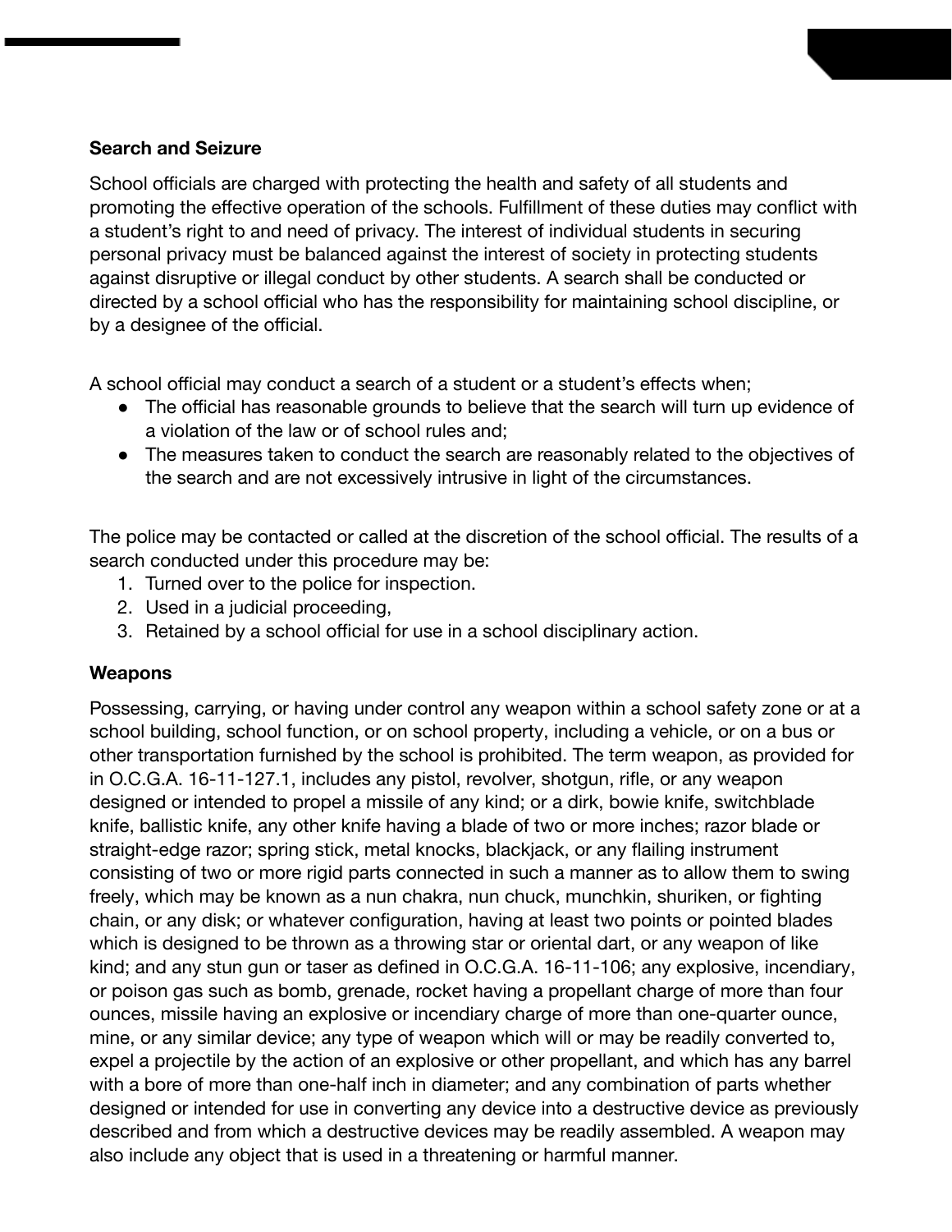**Search and Seizure**

School officials are charged with protecting the health and safety of all students and promoting the effective operation of the schools. Fulfillment of these duties may conflict with a student's right to and need of privacy. The interest of individual students in securing personal privacy must be balanced against the interest of society in protecting students against disruptive or illegal conduct by other students. A search shall be conducted or directed by a school official who has the responsibility for maintaining school discipline, or by a designee of the official.

A school official may conduct a search of a student or a student's effects when;

- The official has reasonable grounds to believe that the search will turn up evidence of a violation of the law or of school rules and;
- The measures taken to conduct the search are reasonably related to the objectives of the search and are not excessively intrusive in light of the circumstances.

The police may be contacted or called at the discretion of the school official. The results of a search conducted under this procedure may be:

1. Turned over to the police for inspection.
2. Used in a judicial proceeding,
3. Retained by a school official for use in a school disciplinary action.

**Weapons**

Possessing, carrying, or having under control any weapon within a school safety zone or at a school building, school function, or on school property, including a vehicle, or on a bus or other transportation furnished by the school is prohibited. The term weapon, as provided for in O.C.G.A. 16-11-127.1, includes any pistol, revolver, shotgun, rifle, or any weapon designed or intended to propel a missile of any kind; or a dirk, bowie knife, switchblade knife, ballistic knife, any other knife having a blade of two or more inches; razor blade or straight-edge razor; spring stick, metal knocks, blackjack, or any flailing instrument consisting of two or more rigid parts connected in such a manner as to allow them to swing freely, which may be known as a nun chakra, nun chuck, munchkin, shuriken, or fighting chain, or any disk; or whatever configuration, having at least two points or pointed blades which is designed to be thrown as a throwing star or oriental dart, or any weapon of like kind; and any stun gun or taser as defined in O.C.G.A. 16-11-106; any explosive, incendiary, or poison gas such as bomb, grenade, rocket having a propellant charge of more than four ounces, missile having an explosive or incendiary charge of more than one-quarter ounce, mine, or any similar device; any type of weapon which will or may be readily converted to, expel a projectile by the action of an explosive or other propellant, and which has any barrel with a bore of more than one-half inch in diameter; and any combination of parts whether designed or intended for use in converting any device into a destructive device as previously described and from which a destructive devices may be readily assembled. A weapon may also include any object that is used in a threatening or harmful manner.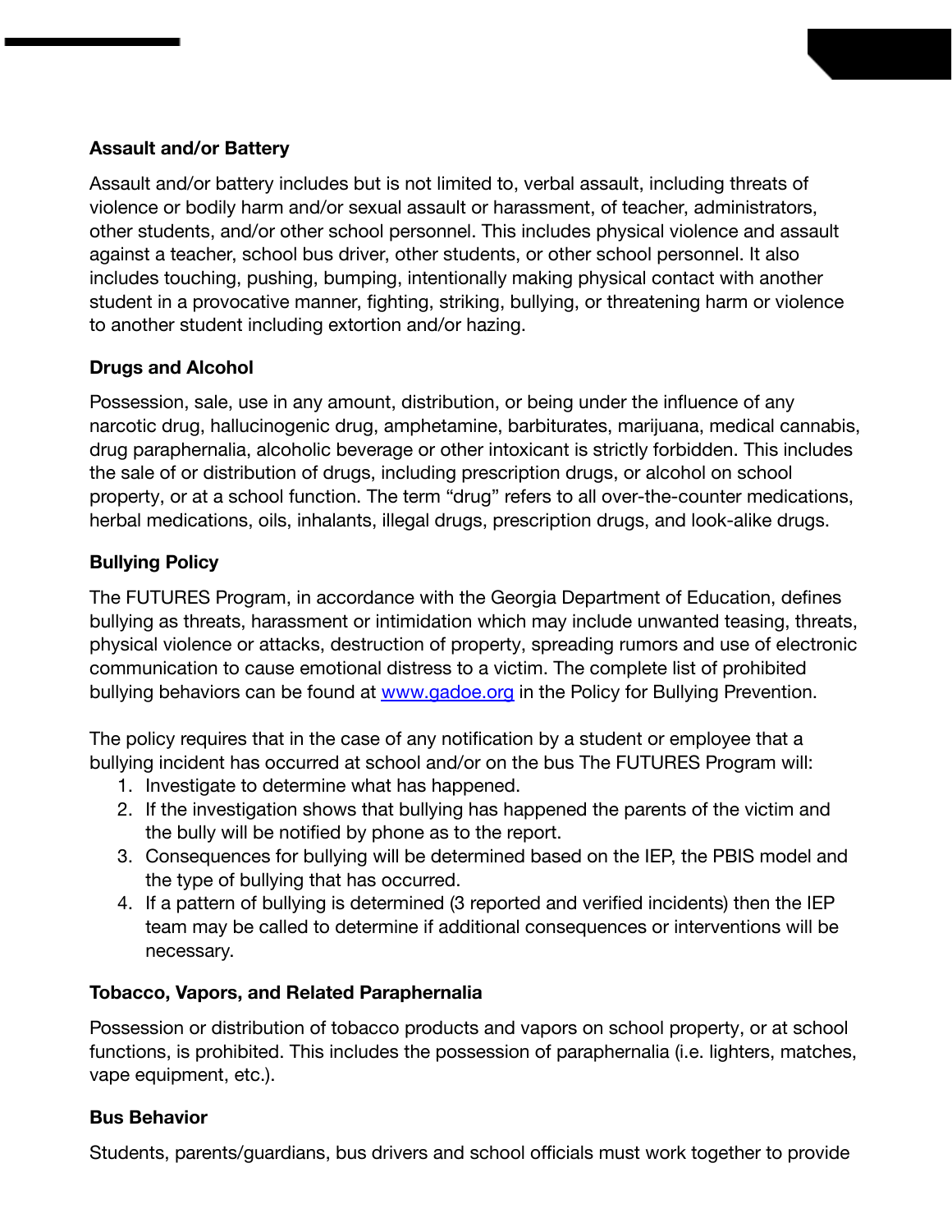**Assault and/or Battery**

Assault and/or battery includes but is not limited to, verbal assault, including threats of violence or bodily harm and/or sexual assault or harassment, of teacher, administrators, other students, and/or other school personnel. This includes physical violence and assault against a teacher, school bus driver, other students, or other school personnel. It also includes touching, pushing, bumping, intentionally making physical contact with another student in a provocative manner, fighting, striking, bullying, or threatening harm or violence to another student including extortion and/or hazing.

**Drugs and Alcohol**

Possession, sale, use in any amount, distribution, or being under the influence of any narcotic drug, hallucinogenic drug, amphetamine, barbiturates, marijuana, medical cannabis, drug paraphernalia, alcoholic beverage or other intoxicant is strictly forbidden. This includes the sale of or distribution of drugs, including prescription drugs, or alcohol on school property, or at a school function. The term "drug" refers to all over-the-counter medications, herbal medications, oils, inhalants, illegal drugs, prescription drugs, and look-alike drugs.

**Bullying Policy**

The FUTURES Program, in accordance with the Georgia Department of Education, defines bullying as threats, harassment or intimidation which may include unwanted teasing, threats, physical violence or attacks, destruction of property, spreading rumors and use of electronic communication to cause emotional distress to a victim. The complete list of prohibited bullying behaviors can be found at [www.gadoe.org](http://www.gadoe.org) in the Policy for Bullying Prevention.

The policy requires that in the case of any notification by a student or employee that a bullying incident has occurred at school and/or on the bus The FUTURES Program will:

1. Investigate to determine what has happened.
2. If the investigation shows that bullying has happened the parents of the victim and the bully will be notified by phone as to the report.
3. Consequences for bullying will be determined based on the IEP, the PBIS model and the type of bullying that has occurred.
4. If a pattern of bullying is determined (3 reported and verified incidents) then the IEP team may be called to determine if additional consequences or interventions will be necessary.

**Tobacco, Vapors, and Related Paraphernalia**

Possession or distribution of tobacco products and vapors on school property, or at school functions, is prohibited. This includes the possession of paraphernalia (i.e. lighters, matches, vape equipment, etc.).

**Bus Behavior**

Students, parents/guardians, bus drivers and school officials must work together to provide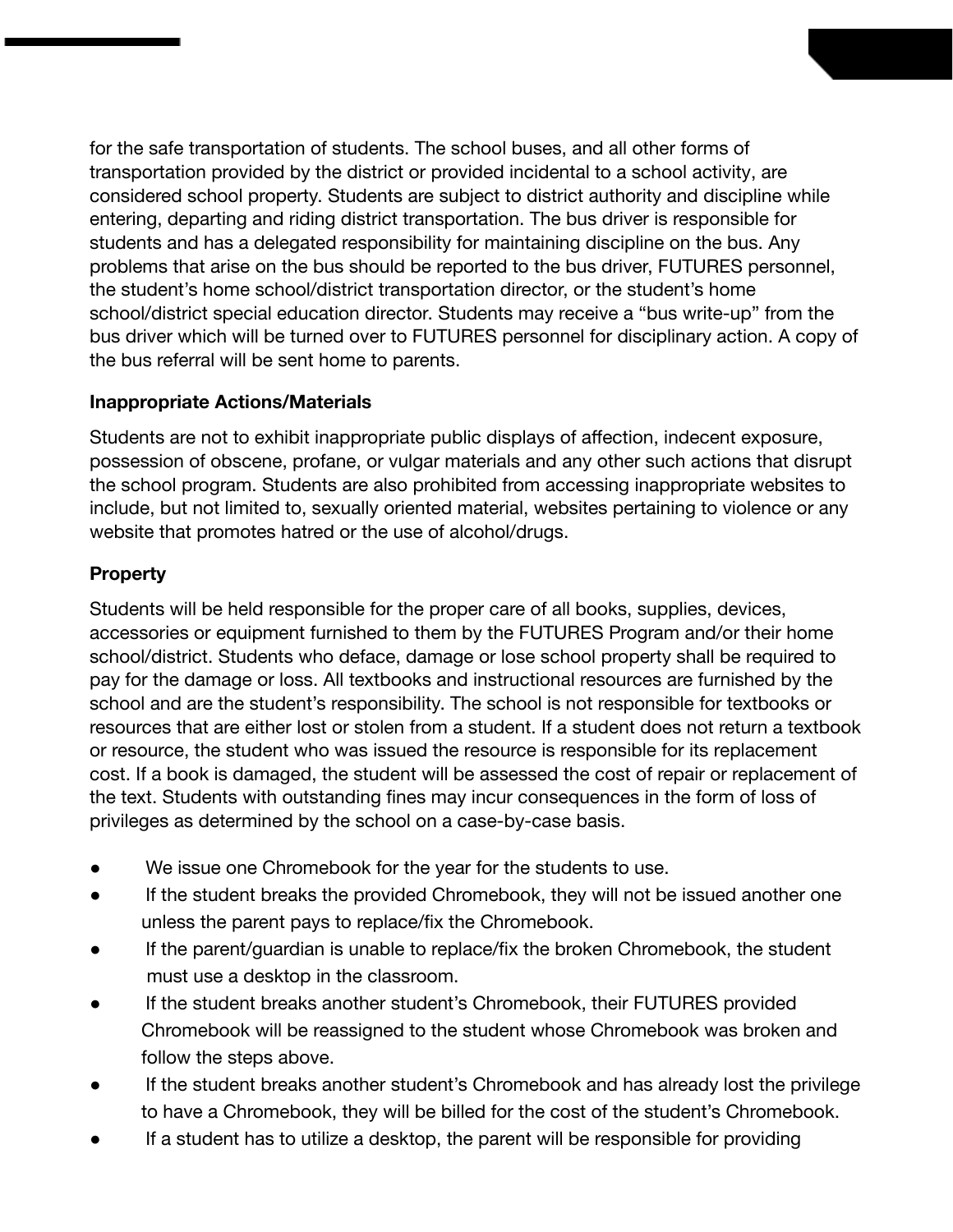for the safe transportation of students. The school buses, and all other forms of transportation provided by the district or provided incidental to a school activity, are considered school property. Students are subject to district authority and discipline while entering, departing and riding district transportation. The bus driver is responsible for students and has a delegated responsibility for maintaining discipline on the bus. Any problems that arise on the bus should be reported to the bus driver, FUTURES personnel, the student's home school/district transportation director, or the student's home school/district special education director. Students may receive a "bus write-up" from the bus driver which will be turned over to FUTURES personnel for disciplinary action. A copy of the bus referral will be sent home to parents.

**Inappropriate Actions/Materials**

Students are not to exhibit inappropriate public displays of affection, indecent exposure, possession of obscene, profane, or vulgar materials and any other such actions that disrupt the school program. Students are also prohibited from accessing inappropriate websites to include, but not limited to, sexually oriented material, websites pertaining to violence or any website that promotes hatred or the use of alcohol/drugs.

**Property**

Students will be held responsible for the proper care of all books, supplies, devices, accessories or equipment furnished to them by the FUTURES Program and/or their home school/district. Students who deface, damage or lose school property shall be required to pay for the damage or loss. All textbooks and instructional resources are furnished by the school and are the student's responsibility. The school is not responsible for textbooks or resources that are either lost or stolen from a student. If a student does not return a textbook or resource, the student who was issued the resource is responsible for its replacement cost. If a book is damaged, the student will be assessed the cost of repair or replacement of the text. Students with outstanding fines may incur consequences in the form of loss of privileges as determined by the school on a case-by-case basis.

- We issue one Chromebook for the year for the students to use.
- If the student breaks the provided Chromebook, they will not be issued another one unless the parent pays to replace/fix the Chromebook.
- If the parent/guardian is unable to replace/fix the broken Chromebook, the student must use a desktop in the classroom.
- If the student breaks another student's Chromebook, their FUTURES provided Chromebook will be reassigned to the student whose Chromebook was broken and follow the steps above.
- If the student breaks another student's Chromebook and has already lost the privilege to have a Chromebook, they will be billed for the cost of the student's Chromebook.
- If a student has to utilize a desktop, the parent will be responsible for providing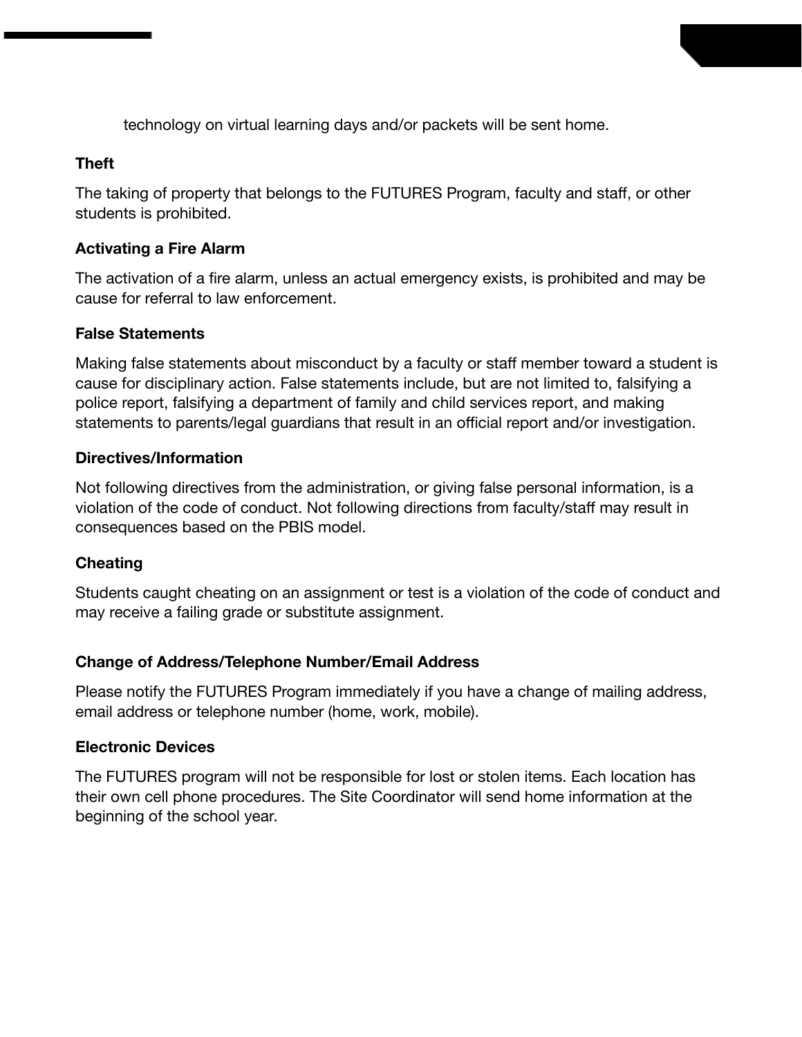technology on virtual learning days and/or packets will be sent home.

**Theft**

The taking of property that belongs to the FUTURES Program, faculty and staff, or other students is prohibited.

**Activating a Fire Alarm**

The activation of a fire alarm, unless an actual emergency exists, is prohibited and may be cause for referral to law enforcement.

**False Statements**

Making false statements about misconduct by a faculty or staff member toward a student is cause for disciplinary action. False statements include, but are not limited to, falsifying a police report, falsifying a department of family and child services report, and making statements to parents/legal guardians that result in an official report and/or investigation.

**Directives/Information**

Not following directives from the administration, or giving false personal information, is a violation of the code of conduct. Not following directions from faculty/staff may result in consequences based on the PBIS model.

**Cheating**

Students caught cheating on an assignment or test is a violation of the code of conduct and may receive a failing grade or substitute assignment.

**Change of Address/Telephone Number/Email Address**

Please notify the FUTURES Program immediately if you have a change of mailing address, email address or telephone number (home, work, mobile).

**Electronic Devices**

The FUTURES program will not be responsible for lost or stolen items. Each location has their own cell phone procedures. The Site Coordinator will send home information at the beginning of the school year.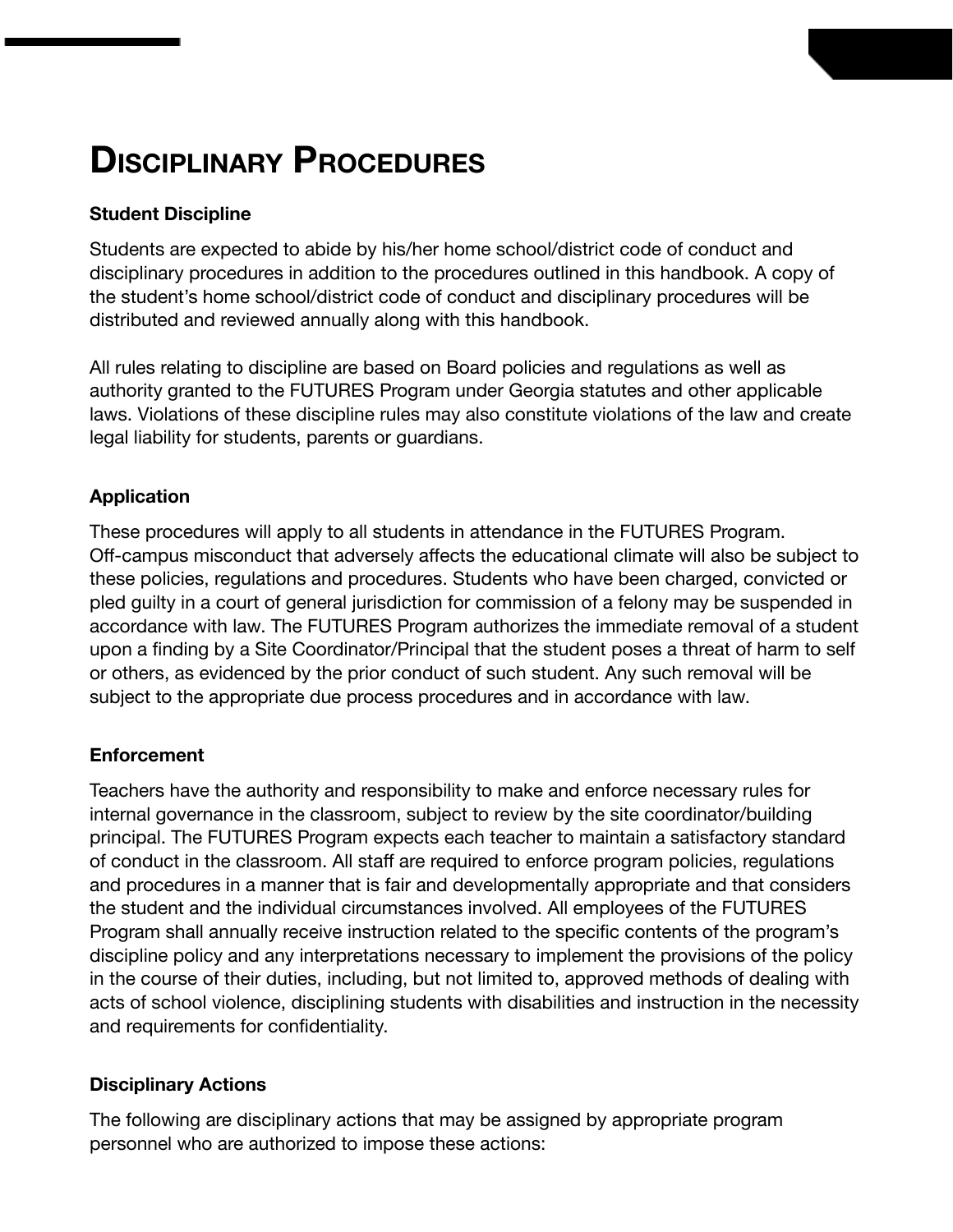# Disciplinary Procedures

### Student Discipline

Students are expected to abide by his/her home school/district code of conduct and disciplinary procedures in addition to the procedures outlined in this handbook. A copy of the student's home school/district code of conduct and disciplinary procedures will be distributed and reviewed annually along with this handbook.

All rules relating to discipline are based on Board policies and regulations as well as authority granted to the FUTURES Program under Georgia statutes and other applicable laws. Violations of these discipline rules may also constitute violations of the law and create legal liability for students, parents or guardians.

### Application

These procedures will apply to all students in attendance in the FUTURES Program. Off-campus misconduct that adversely affects the educational climate will also be subject to these policies, regulations and procedures. Students who have been charged, convicted or pled guilty in a court of general jurisdiction for commission of a felony may be suspended in accordance with law. The FUTURES Program authorizes the immediate removal of a student upon a finding by a Site Coordinator/Principal that the student poses a threat of harm to self or others, as evidenced by the prior conduct of such student. Any such removal will be subject to the appropriate due process procedures and in accordance with law.

### Enforcement

Teachers have the authority and responsibility to make and enforce necessary rules for internal governance in the classroom, subject to review by the site coordinator/building principal. The FUTURES Program expects each teacher to maintain a satisfactory standard of conduct in the classroom. All staff are required to enforce program policies, regulations and procedures in a manner that is fair and developmentally appropriate and that considers the student and the individual circumstances involved. All employees of the FUTURES Program shall annually receive instruction related to the specific contents of the program's discipline policy and any interpretations necessary to implement the provisions of the policy in the course of their duties, including, but not limited to, approved methods of dealing with acts of school violence, disciplining students with disabilities and instruction in the necessity and requirements for confidentiality.

### Disciplinary Actions

The following are disciplinary actions that may be assigned by appropriate program personnel who are authorized to impose these actions: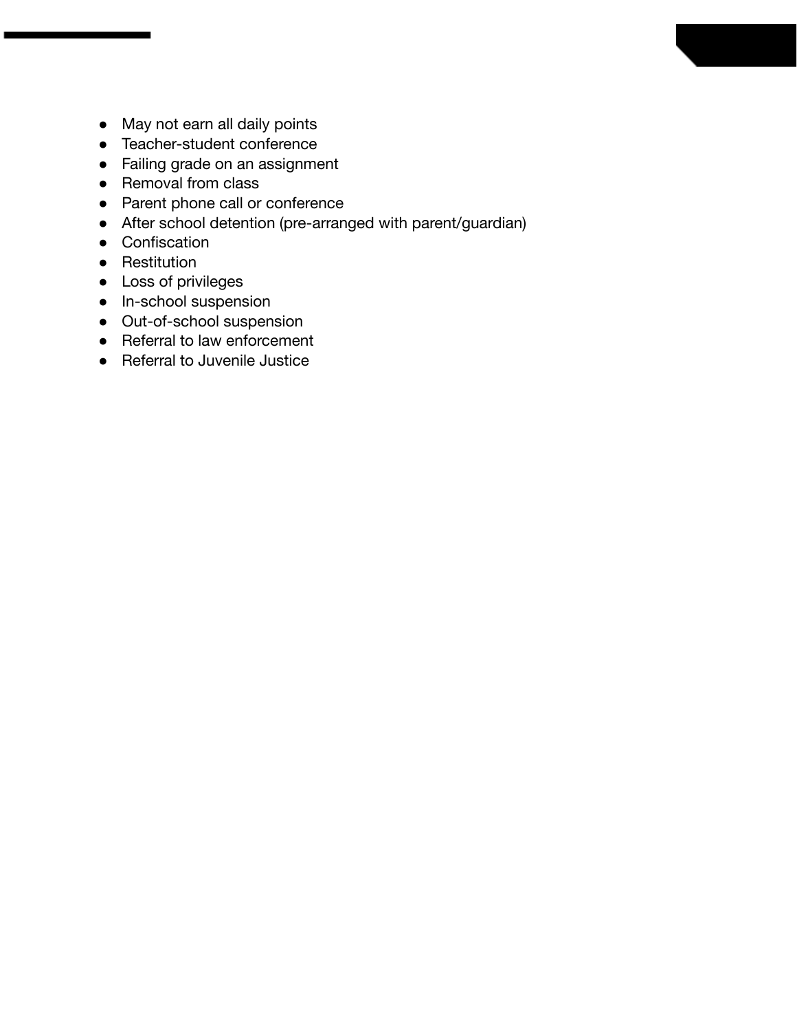- May not earn all daily points
- Teacher-student conference
- Failing grade on an assignment
- Removal from class
- Parent phone call or conference
- After school detention (pre-arranged with parent/guardian)
- Confiscation
- Restitution
- Loss of privileges
- In-school suspension
- Out-of-school suspension
- Referral to law enforcement
- Referral to Juvenile Justice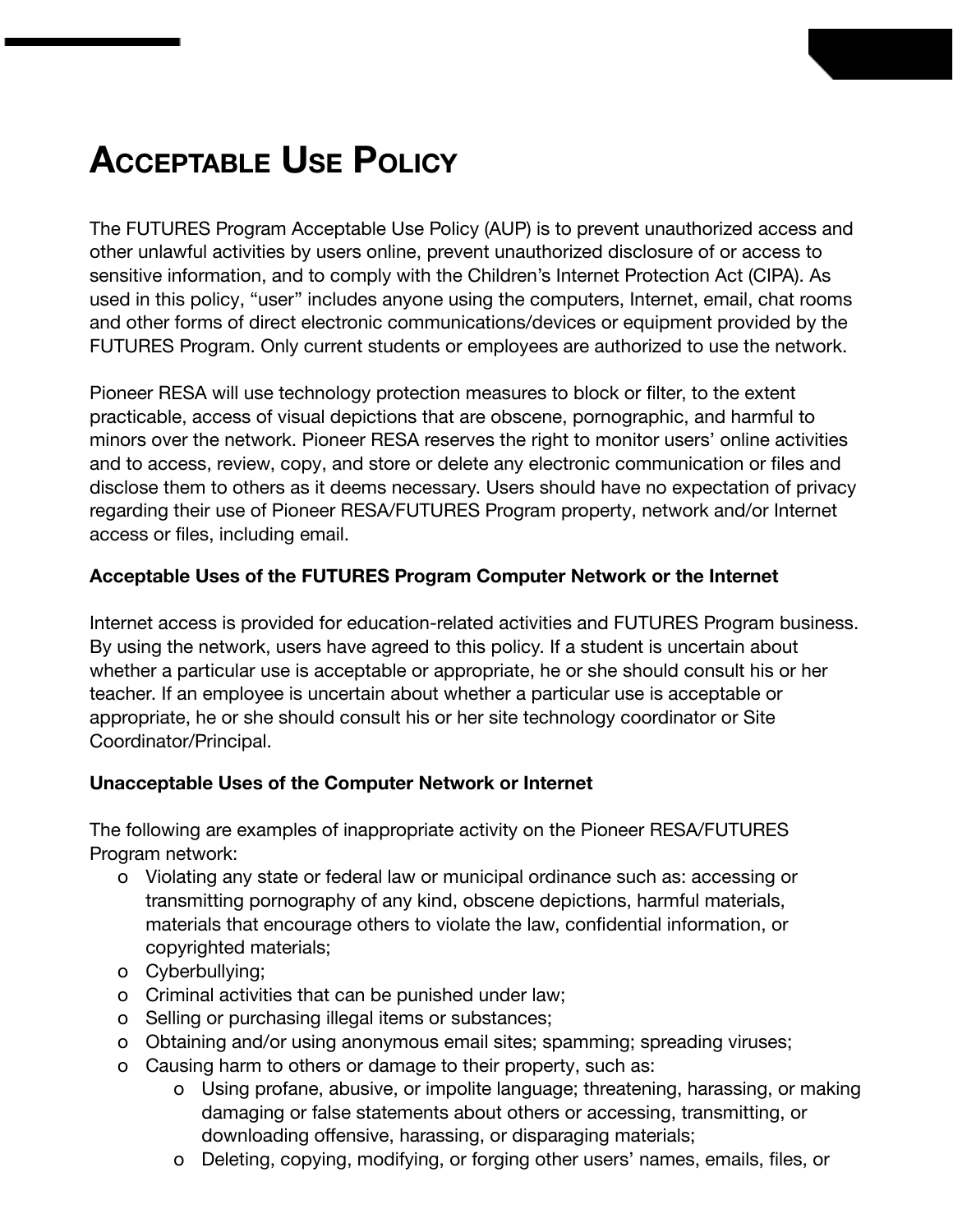# Acceptable Use Policy

The FUTURES Program Acceptable Use Policy (AUP) is to prevent unauthorized access and other unlawful activities by users online, prevent unauthorized disclosure of or access to sensitive information, and to comply with the Children's Internet Protection Act (CIPA). As used in this policy, "user" includes anyone using the computers, Internet, email, chat rooms and other forms of direct electronic communications/devices or equipment provided by the FUTURES Program. Only current students or employees are authorized to use the network.

Pioneer RESA will use technology protection measures to block or filter, to the extent practicable, access of visual depictions that are obscene, pornographic, and harmful to minors over the network. Pioneer RESA reserves the right to monitor users' online activities and to access, review, copy, and store or delete any electronic communication or files and disclose them to others as it deems necessary. Users should have no expectation of privacy regarding their use of Pioneer RESA/FUTURES Program property, network and/or Internet access or files, including email.

**Acceptable Uses of the FUTURES Program Computer Network or the Internet**

Internet access is provided for education-related activities and FUTURES Program business. By using the network, users have agreed to this policy. If a student is uncertain about whether a particular use is acceptable or appropriate, he or she should consult his or her teacher. If an employee is uncertain about whether a particular use is acceptable or appropriate, he or she should consult his or her site technology coordinator or Site Coordinator/Principal.

**Unacceptable Uses of the Computer Network or Internet**

The following are examples of inappropriate activity on the Pioneer RESA/FUTURES Program network:

- Violating any state or federal law or municipal ordinance such as: accessing or transmitting pornography of any kind, obscene depictions, harmful materials, materials that encourage others to violate the law, confidential information, or copyrighted materials;
- Cyberbullying;
- Criminal activities that can be punished under law;
- Selling or purchasing illegal items or substances;
- Obtaining and/or using anonymous email sites; spamming; spreading viruses;
- Causing harm to others or damage to their property, such as:
  - Using profane, abusive, or impolite language; threatening, harassing, or making damaging or false statements about others or accessing, transmitting, or downloading offensive, harassing, or disparaging materials;
  - Deleting, copying, modifying, or forging other users' names, emails, files, or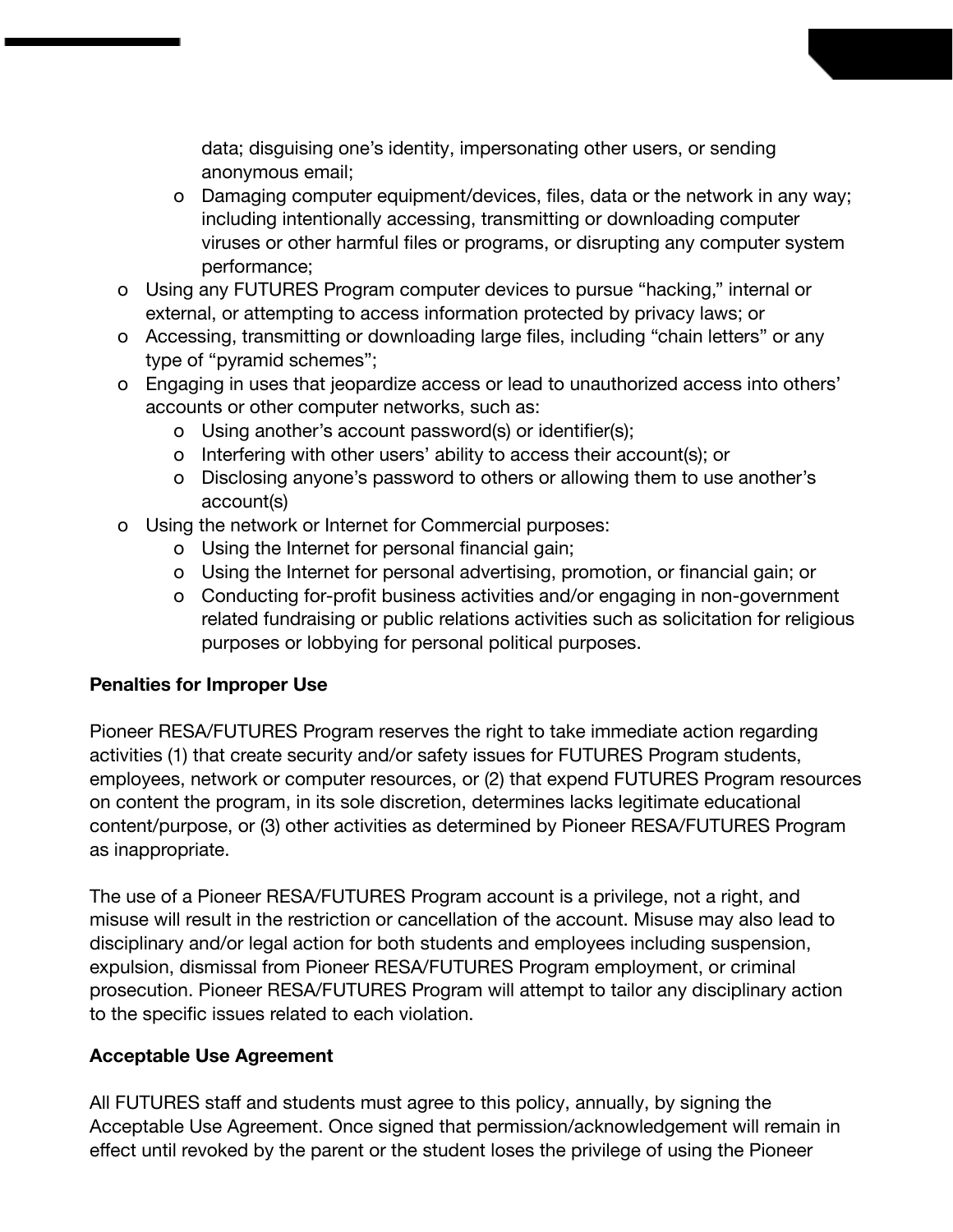- data; disguising one's identity, impersonating other users, or sending anonymous email;
  - Damaging computer equipment/devices, files, data or the network in any way; including intentionally accessing, transmitting or downloading computer viruses or other harmful files or programs, or disrupting any computer system performance;
- Using any FUTURES Program computer devices to pursue "hacking," internal or external, or attempting to access information protected by privacy laws; or
- Accessing, transmitting or downloading large files, including "chain letters" or any type of "pyramid schemes";
- Engaging in uses that jeopardize access or lead to unauthorized access into others' accounts or other computer networks, such as:
  - Using another's account password(s) or identifier(s);
  - Interfering with other users' ability to access their account(s); or
  - Disclosing anyone's password to others or allowing them to use another's account(s)
- Using the network or Internet for Commercial purposes:
  - Using the Internet for personal financial gain;
  - Using the Internet for personal advertising, promotion, or financial gain; or
  - Conducting for-profit business activities and/or engaging in non-government related fundraising or public relations activities such as solicitation for religious purposes or lobbying for personal political purposes.

**Penalties for Improper Use**

Pioneer RESA/FUTURES Program reserves the right to take immediate action regarding activities (1) that create security and/or safety issues for FUTURES Program students, employees, network or computer resources, or (2) that expend FUTURES Program resources on content the program, in its sole discretion, determines lacks legitimate educational content/purpose, or (3) other activities as determined by Pioneer RESA/FUTURES Program as inappropriate.

The use of a Pioneer RESA/FUTURES Program account is a privilege, not a right, and misuse will result in the restriction or cancellation of the account. Misuse may also lead to disciplinary and/or legal action for both students and employees including suspension, expulsion, dismissal from Pioneer RESA/FUTURES Program employment, or criminal prosecution. Pioneer RESA/FUTURES Program will attempt to tailor any disciplinary action to the specific issues related to each violation.

**Acceptable Use Agreement**

All FUTURES staff and students must agree to this policy, annually, by signing the Acceptable Use Agreement. Once signed that permission/acknowledgement will remain in effect until revoked by the parent or the student loses the privilege of using the Pioneer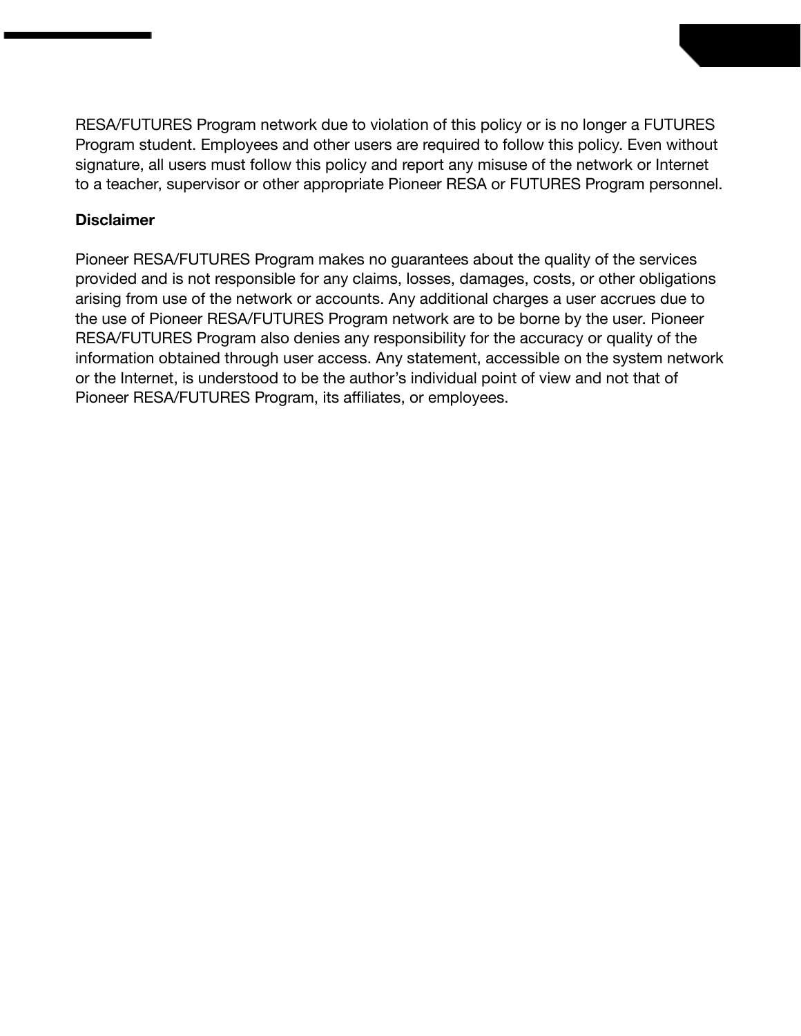RESA/FUTURES Program network due to violation of this policy or is no longer a FUTURES Program student. Employees and other users are required to follow this policy. Even without signature, all users must follow this policy and report any misuse of the network or Internet to a teacher, supervisor or other appropriate Pioneer RESA or FUTURES Program personnel.

**Disclaimer**

Pioneer RESA/FUTURES Program makes no guarantees about the quality of the services provided and is not responsible for any claims, losses, damages, costs, or other obligations arising from use of the network or accounts. Any additional charges a user accrues due to the use of Pioneer RESA/FUTURES Program network are to be borne by the user. Pioneer RESA/FUTURES Program also denies any responsibility for the accuracy or quality of the information obtained through user access. Any statement, accessible on the system network or the Internet, is understood to be the author's individual point of view and not that of Pioneer RESA/FUTURES Program, its affiliates, or employees.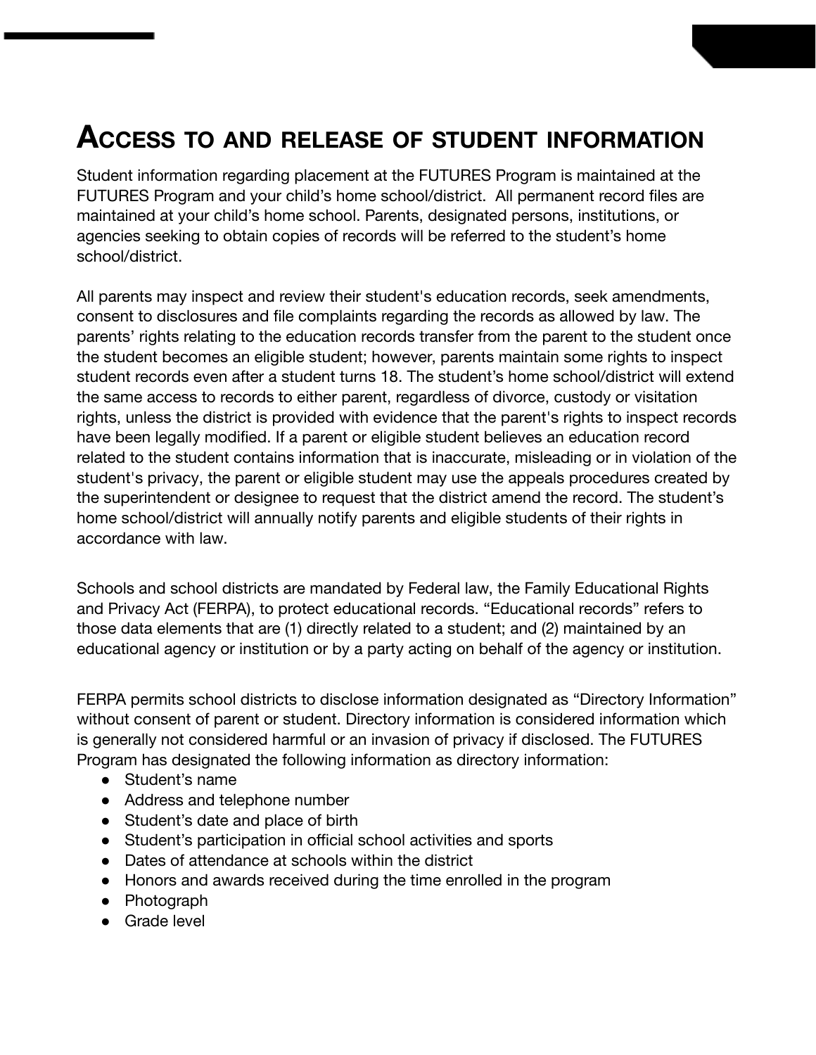# Access to and release of student information

Student information regarding placement at the FUTURES Program is maintained at the FUTURES Program and your child's home school/district. All permanent record files are maintained at your child's home school. Parents, designated persons, institutions, or agencies seeking to obtain copies of records will be referred to the student's home school/district.

All parents may inspect and review their student's education records, seek amendments, consent to disclosures and file complaints regarding the records as allowed by law. The parents' rights relating to the education records transfer from the parent to the student once the student becomes an eligible student; however, parents maintain some rights to inspect student records even after a student turns 18. The student's home school/district will extend the same access to records to either parent, regardless of divorce, custody or visitation rights, unless the district is provided with evidence that the parent's rights to inspect records have been legally modified. If a parent or eligible student believes an education record related to the student contains information that is inaccurate, misleading or in violation of the student's privacy, the parent or eligible student may use the appeals procedures created by the superintendent or designee to request that the district amend the record. The student's home school/district will annually notify parents and eligible students of their rights in accordance with law.

Schools and school districts are mandated by Federal law, the Family Educational Rights and Privacy Act (FERPA), to protect educational records. "Educational records" refers to those data elements that are (1) directly related to a student; and (2) maintained by an educational agency or institution or by a party acting on behalf of the agency or institution.

FERPA permits school districts to disclose information designated as "Directory Information" without consent of parent or student. Directory information is considered information which is generally not considered harmful or an invasion of privacy if disclosed. The FUTURES Program has designated the following information as directory information:

- Student's name
- Address and telephone number
- Student's date and place of birth
- Student's participation in official school activities and sports
- Dates of attendance at schools within the district
- Honors and awards received during the time enrolled in the program
- Photograph
- Grade level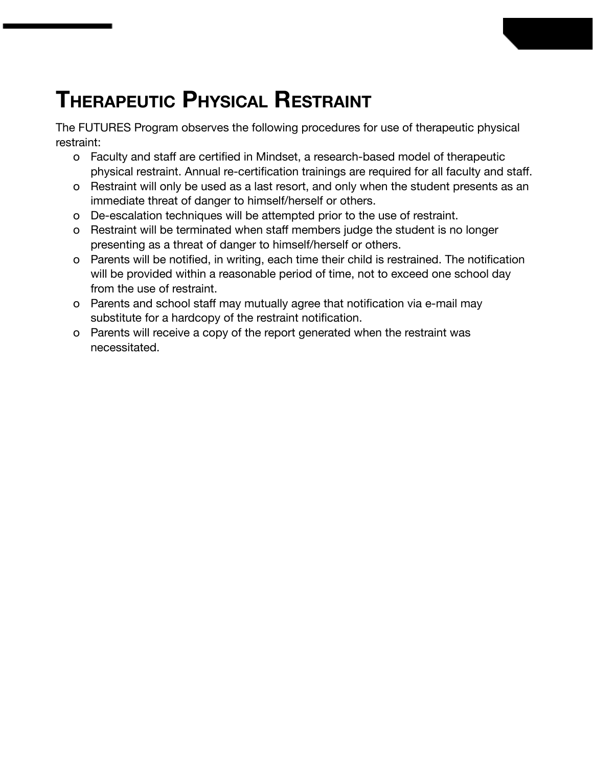# Therapeutic Physical Restraint

The FUTURES Program observes the following procedures for use of therapeutic physical restraint:

- Faculty and staff are certified in Mindset, a research-based model of therapeutic physical restraint. Annual re-certification trainings are required for all faculty and staff.
- Restraint will only be used as a last resort, and only when the student presents as an immediate threat of danger to himself/herself or others.
- De-escalation techniques will be attempted prior to the use of restraint.
- Restraint will be terminated when staff members judge the student is no longer presenting as a threat of danger to himself/herself or others.
- Parents will be notified, in writing, each time their child is restrained. The notification will be provided within a reasonable period of time, not to exceed one school day from the use of restraint.
- Parents and school staff may mutually agree that notification via e-mail may substitute for a hardcopy of the restraint notification.
- Parents will receive a copy of the report generated when the restraint was necessitated.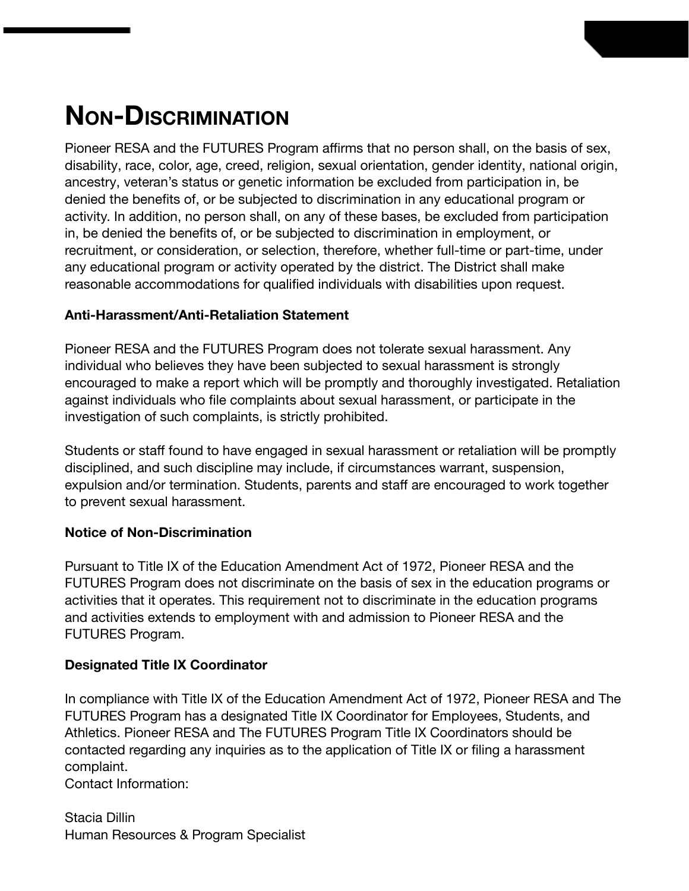# NON-DISCRIMINATION

Pioneer RESA and the FUTURES Program affirms that no person shall, on the basis of sex, disability, race, color, age, creed, religion, sexual orientation, gender identity, national origin, ancestry, veteran's status or genetic information be excluded from participation in, be denied the benefits of, or be subjected to discrimination in any educational program or activity. In addition, no person shall, on any of these bases, be excluded from participation in, be denied the benefits of, or be subjected to discrimination in employment, or recruitment, or consideration, or selection, therefore, whether full-time or part-time, under any educational program or activity operated by the district. The District shall make reasonable accommodations for qualified individuals with disabilities upon request.

**Anti-Harassment/Anti-Retaliation Statement**

Pioneer RESA and the FUTURES Program does not tolerate sexual harassment. Any individual who believes they have been subjected to sexual harassment is strongly encouraged to make a report which will be promptly and thoroughly investigated. Retaliation against individuals who file complaints about sexual harassment, or participate in the investigation of such complaints, is strictly prohibited.

Students or staff found to have engaged in sexual harassment or retaliation will be promptly disciplined, and such discipline may include, if circumstances warrant, suspension, expulsion and/or termination. Students, parents and staff are encouraged to work together to prevent sexual harassment.

**Notice of Non-Discrimination**

Pursuant to Title IX of the Education Amendment Act of 1972, Pioneer RESA and the FUTURES Program does not discriminate on the basis of sex in the education programs or activities that it operates. This requirement not to discriminate in the education programs and activities extends to employment with and admission to Pioneer RESA and the FUTURES Program.

**Designated Title IX Coordinator**

In compliance with Title IX of the Education Amendment Act of 1972, Pioneer RESA and The FUTURES Program has a designated Title IX Coordinator for Employees, Students, and Athletics. Pioneer RESA and The FUTURES Program Title IX Coordinators should be contacted regarding any inquiries as to the application of Title IX or filing a harassment complaint.
Contact Information:

Stacia Dillin
Human Resources & Program Specialist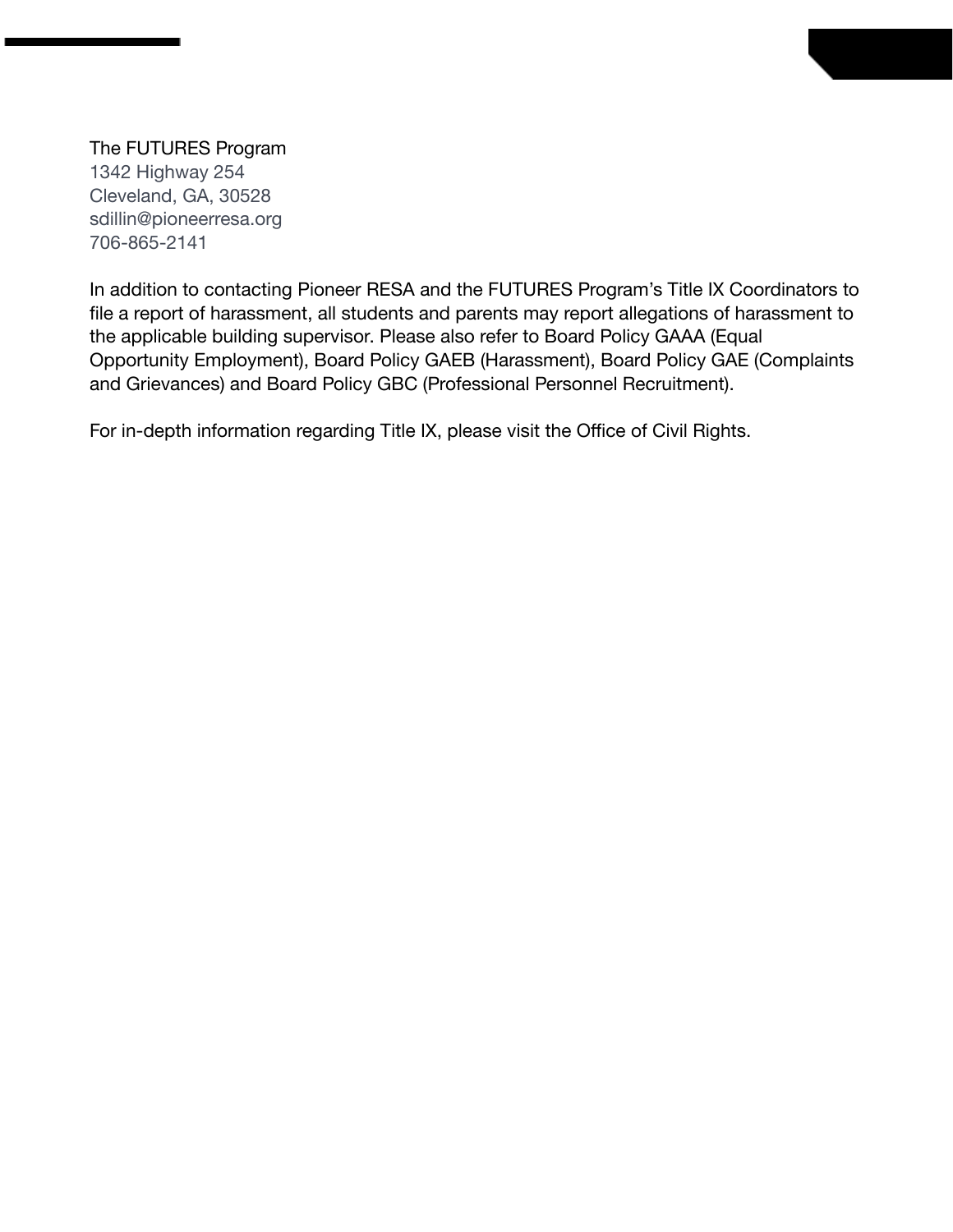The FUTURES Program
1342 Highway 254
Cleveland, GA, 30528
sdillin@pioneerresa.org
706-865-2141

In addition to contacting Pioneer RESA and the FUTURES Program's Title IX Coordinators to file a report of harassment, all students and parents may report allegations of harassment to the applicable building supervisor. Please also refer to Board Policy GAAA (Equal Opportunity Employment), Board Policy GAEB (Harassment), Board Policy GAE (Complaints and Grievances) and Board Policy GBC (Professional Personnel Recruitment).

For in-depth information regarding Title IX, please visit the Office of Civil Rights.